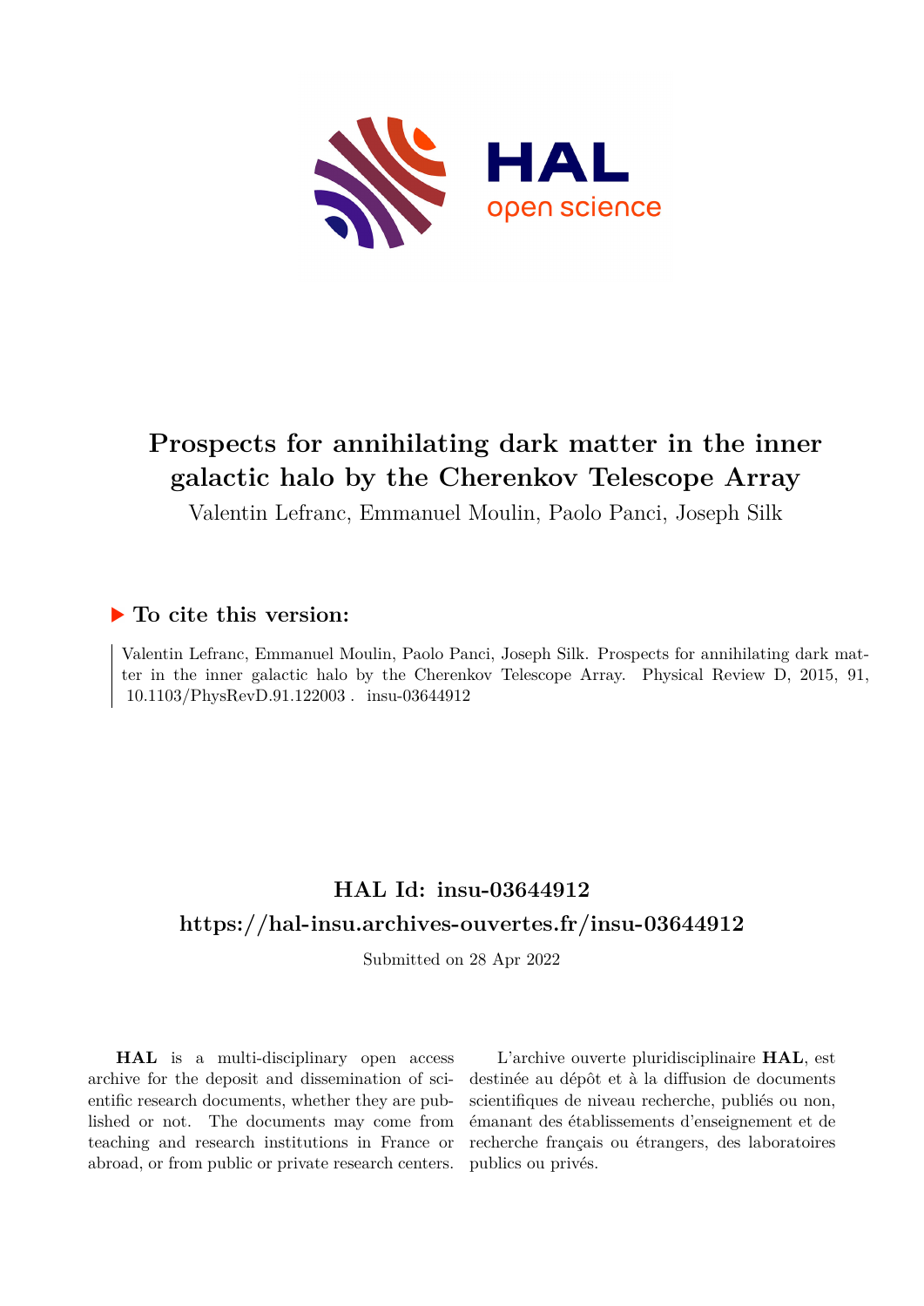# Prospects for annihilating dark matter in the inner galactic halo by the Cherenkov Telescope Array

Valentin Lefranc, Emmanuel Moulin, Paolo Panci, Joseph Silk

## ▶ To cite this version:

Valentin Lefranc, Emmanuel Moulin, Paolo Panci, Joseph Silk. Prospects for annihilating dark matter in the inner galactic halo by the Cherenkov Telescope Array. Physical Review D, 2015, 91, 10.1103/PhysRevD.91.122003 . insu-03644912

## HAL Id: insu-03644912

## https://hal-insu.archives-ouvertes.fr/insu-03644912

Submitted on 28 Apr 2022

**HAL** is a multi-disciplinary open access archive for the deposit and dissemination of scientific research documents, whether they are published or not. The documents may come from teaching and research institutions in France or abroad, or from public or private research centers.

L'archive ouverte pluridisciplinaire **HAL**, est destinée au dépôt et à la diffusion de documents scientifiques de niveau recherche, publiés ou non, émanant des établissements d'enseignement et de recherche français ou étrangers, des laboratoires publics ou privés.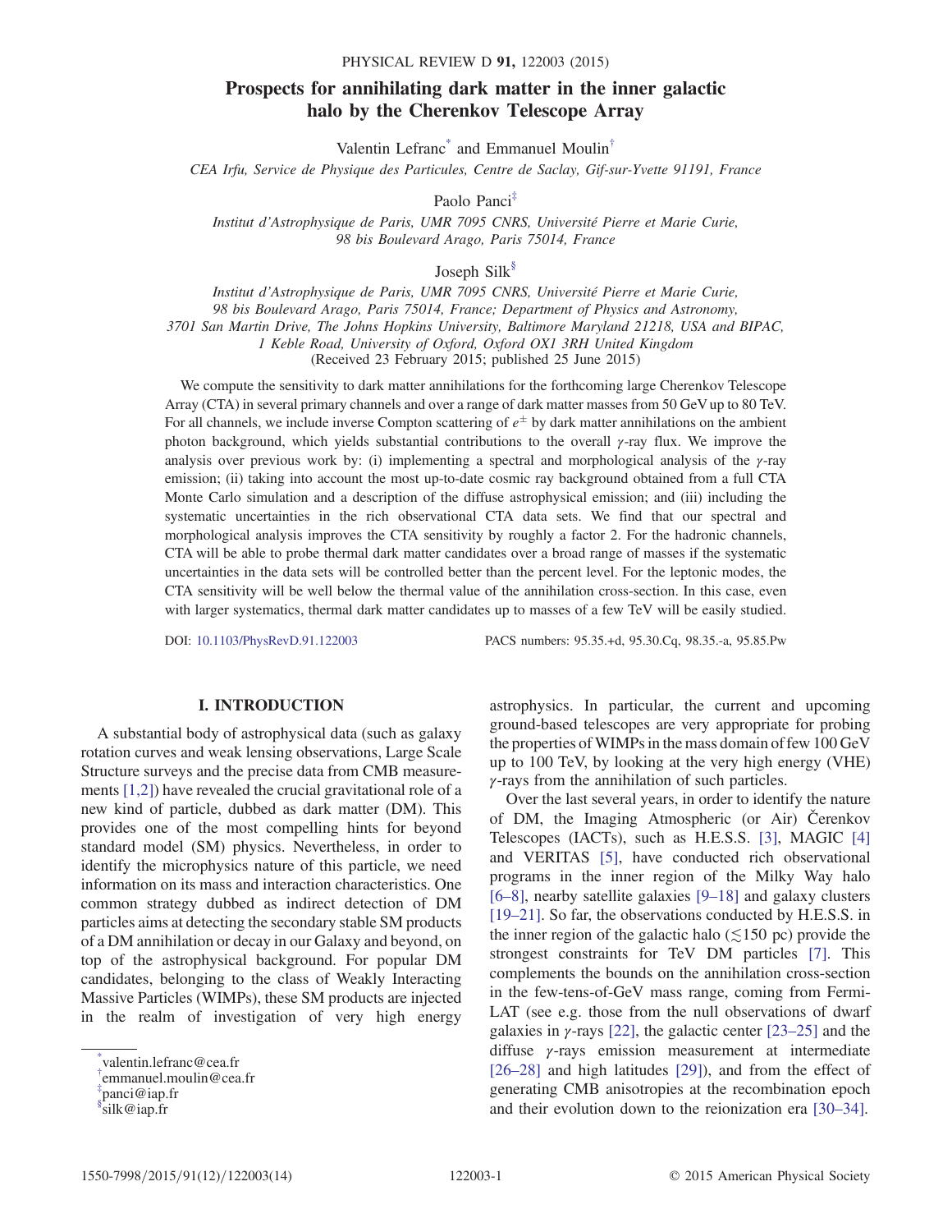# Prospects for annihilating dark matter in the inner galactic halo by the Cherenkov Telescope Array

Valentin Lefranc[*] and Emmanuel Moulin[†]

*CEA Irfu, Service de Physique des Particules, Centre de Saclay, Gif-sur-Yvette 91191, France*

Paolo Panci[‡]

*Institut d'Astrophysique de Paris, UMR 7095 CNRS, Université Pierre et Marie Curie, 98 bis Boulevard Arago, Paris 75014, France*

Joseph Silk[§]

*Institut d'Astrophysique de Paris, UMR 7095 CNRS, Université Pierre et Marie Curie, 98 bis Boulevard Arago, Paris 75014, France; Department of Physics and Astronomy, 3701 San Martin Drive, The Johns Hopkins University, Baltimore Maryland 21218, USA and BIPAC, 1 Keble Road, University of Oxford, Oxford OX1 3RH United Kingdom*

(Received 23 February 2015; published 25 June 2015)

We compute the sensitivity to dark matter annihilations for the forthcoming large Cherenkov Telescope Array (CTA) in several primary channels and over a range of dark matter masses from 50 GeV up to 80 TeV. For all channels, we include inverse Compton scattering of $e^{\pm}$ by dark matter annihilations on the ambient photon background, which yields substantial contributions to the overall $\gamma$-ray flux. We improve the analysis over previous work by: (i) implementing a spectral and morphological analysis of the $\gamma$-ray emission; (ii) taking into account the most up-to-date cosmic ray background obtained from a full CTA Monte Carlo simulation and a description of the diffuse astrophysical emission; and (iii) including the systematic uncertainties in the rich observational CTA data sets. We find that our spectral and morphological analysis improves the CTA sensitivity by roughly a factor 2. For the hadronic channels, CTA will be able to probe thermal dark matter candidates over a broad range of masses if the systematic uncertainties in the data sets will be controlled better than the percent level. For the leptonic modes, the CTA sensitivity will be well below the thermal value of the annihilation cross-section. In this case, even with larger systematics, thermal dark matter candidates up to masses of a few TeV will be easily studied.

DOI: 10.1103/PhysRevD.91.122003 PACS numbers: 95.35.+d, 95.30.Cq, 98.35.-a, 95.85.Pw

## I. INTRODUCTION

A substantial body of astrophysical data (such as galaxy rotation curves and weak lensing observations, Large Scale Structure surveys and the precise data from CMB measurements [1,2]) have revealed the crucial gravitational role of a new kind of particle, dubbed as dark matter (DM). This provides one of the most compelling hints for beyond standard model (SM) physics. Nevertheless, in order to identify the microphysics nature of this particle, we need information on its mass and interaction characteristics. One common strategy dubbed as indirect detection of DM particles aims at detecting the secondary stable SM products of a DM annihilation or decay in our Galaxy and beyond, on top of the astrophysical background. For popular DM candidates, belonging to the class of Weakly Interacting Massive Particles (WIMPs), these SM products are injected in the realm of investigation of very high energy astrophysics. In particular, the current and upcoming ground-based telescopes are very appropriate for probing the properties of WIMPs in the mass domain of few 100 GeV up to 100 TeV, by looking at the very high energy (VHE) $\gamma$-rays from the annihilation of such particles.

Over the last several years, in order to identify the nature of DM, the Imaging Atmospheric (or Air) Čerenkov Telescopes (IACTs), such as H.E.S.S. [3], MAGIC [4] and VERITAS [5], have conducted rich observational programs in the inner region of the Milky Way halo [6–8], nearby satellite galaxies [9–18] and galaxy clusters [19–21]. So far, the observations conducted by H.E.S.S. in the inner region of the galactic halo ($\lesssim$150 pc) provide the strongest constraints for TeV DM particles [7]. This complements the bounds on the annihilation cross-section in the few-tens-of-GeV mass range, coming from Fermi-LAT (see e.g. those from the null observations of dwarf galaxies in $\gamma$-rays [22], the galactic center [23–25] and the diffuse $\gamma$-rays emission measurement at intermediate [26–28] and high latitudes [29]), and from the effect of generating CMB anisotropies at the recombination epoch and their evolution down to the reionization era [30–34].

[*] valentin.lefranc@cea.fr
[†] emmanuel.moulin@cea.fr
[‡] panci@iap.fr
[§] silk@iap.fr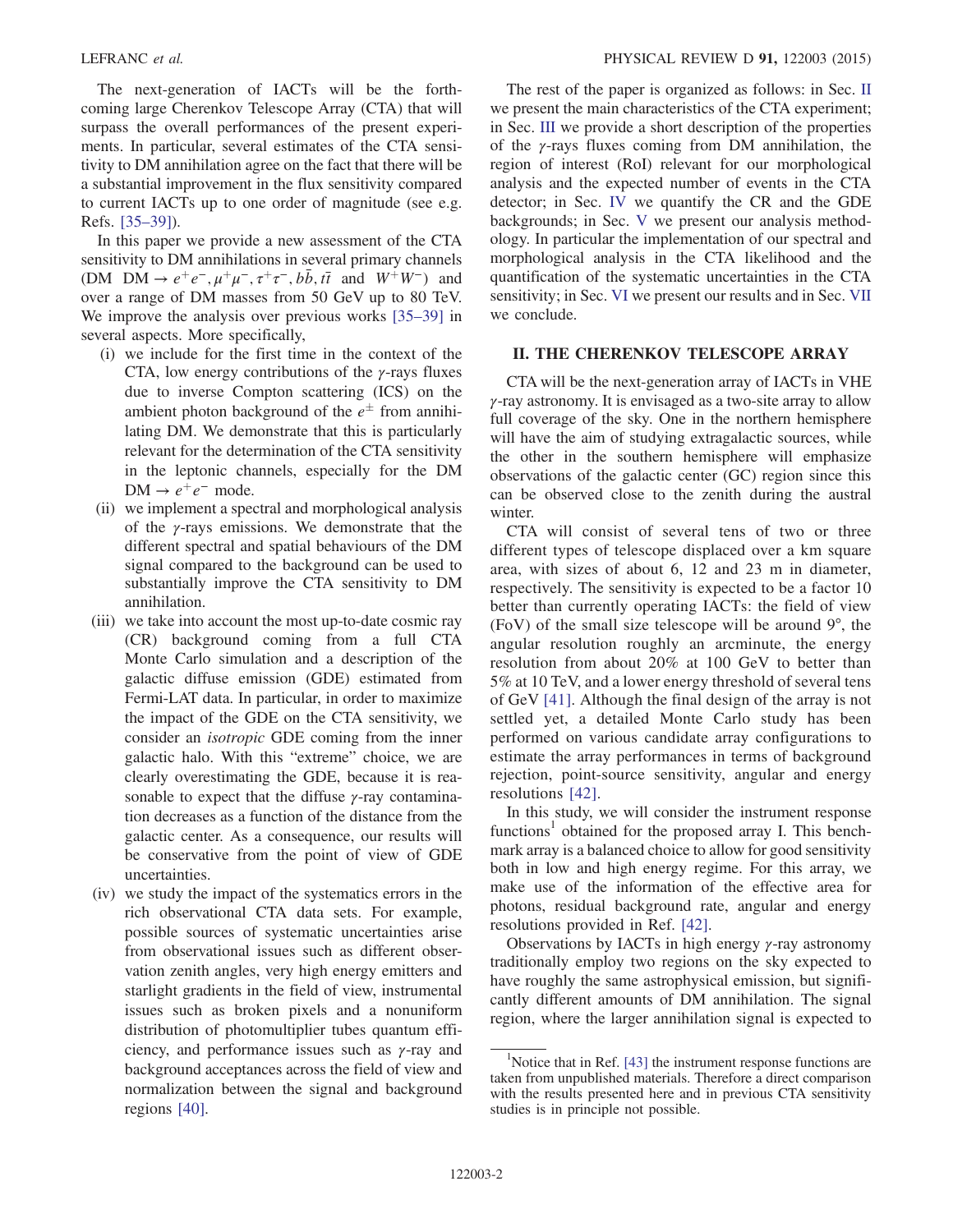The next-generation of IACTs will be the forthcoming large Cherenkov Telescope Array (CTA) that will surpass the overall performances of the present experiments. In particular, several estimates of the CTA sensitivity to DM annihilation agree on the fact that there will be a substantial improvement in the flux sensitivity compared to current IACTs up to one order of magnitude (see e.g. Refs. [35–39]).

In this paper we provide a new assessment of the CTA sensitivity to DM annihilations in several primary channels (DM DM $\to e^+e^-, \mu^+\mu^-, \tau^+\tau^-, b\bar{b}, t\bar{t}$ and $W^+W^-$) and over a range of DM masses from 50 GeV up to 80 TeV. We improve the analysis over previous works [35–39] in several aspects. More specifically,

- (i) we include for the first time in the context of the CTA, low energy contributions of the $\gamma$-rays fluxes due to inverse Compton scattering (ICS) on the ambient photon background of the $e^\pm$ from annihilating DM. We demonstrate that this is particularly relevant for the determination of the CTA sensitivity in the leptonic channels, especially for the DM DM $\to e^+e^-$ mode.
- (ii) we implement a spectral and morphological analysis of the $\gamma$-rays emissions. We demonstrate that the different spectral and spatial behaviours of the DM signal compared to the background can be used to substantially improve the CTA sensitivity to DM annihilation.
- (iii) we take into account the most up-to-date cosmic ray (CR) background coming from a full CTA Monte Carlo simulation and a description of the galactic diffuse emission (GDE) estimated from Fermi-LAT data. In particular, in order to maximize the impact of the GDE on the CTA sensitivity, we consider an *isotropic* GDE coming from the inner galactic halo. With this "extreme" choice, we are clearly overestimating the GDE, because it is reasonable to expect that the diffuse $\gamma$-ray contamination decreases as a function of the distance from the galactic center. As a consequence, our results will be conservative from the point of view of GDE uncertainties.
- (iv) we study the impact of the systematics errors in the rich observational CTA data sets. For example, possible sources of systematic uncertainties arise from observational issues such as different observation zenith angles, very high energy emitters and starlight gradients in the field of view, instrumental issues such as broken pixels and a nonuniform distribution of photomultiplier tubes quantum efficiency, and performance issues such as $\gamma$-ray and background acceptances across the field of view and normalization between the signal and background regions [40].

The rest of the paper is organized as follows: in Sec. II we present the main characteristics of the CTA experiment; in Sec. III we provide a short description of the properties of the $\gamma$-rays fluxes coming from DM annihilation, the region of interest (RoI) relevant for our morphological analysis and the expected number of events in the CTA detector; in Sec. IV we quantify the CR and the GDE backgrounds; in Sec. V we present our analysis methodology. In particular the implementation of our spectral and morphological analysis in the CTA likelihood and the quantification of the systematic uncertainties in the CTA sensitivity; in Sec. VI we present our results and in Sec. VII we conclude.

## II. THE CHERENKOV TELESCOPE ARRAY

CTA will be the next-generation array of IACTs in VHE $\gamma$-ray astronomy. It is envisaged as a two-site array to allow full coverage of the sky. One in the northern hemisphere will have the aim of studying extragalactic sources, while the other in the southern hemisphere will emphasize observations of the galactic center (GC) region since this can be observed close to the zenith during the austral winter.

CTA will consist of several tens of two or three different types of telescope displaced over a km square area, with sizes of about 6, 12 and 23 m in diameter, respectively. The sensitivity is expected to be a factor 10 better than currently operating IACTs: the field of view (FoV) of the small size telescope will be around 9°, the angular resolution roughly an arcminute, the energy resolution from about 20% at 100 GeV to better than 5% at 10 TeV, and a lower energy threshold of several tens of GeV [41]. Although the final design of the array is not settled yet, a detailed Monte Carlo study has been performed on various candidate array configurations to estimate the array performances in terms of background rejection, point-source sensitivity, angular and energy resolutions [42].

In this study, we will consider the instrument response functions[1] obtained for the proposed array I. This benchmark array is a balanced choice to allow for good sensitivity both in low and high energy regime. For this array, we make use of the information of the effective area for photons, residual background rate, angular and energy resolutions provided in Ref. [42].

Observations by IACTs in high energy $\gamma$-ray astronomy traditionally employ two regions on the sky expected to have roughly the same astrophysical emission, but significantly different amounts of DM annihilation. The signal region, where the larger annihilation signal is expected to

[1] Notice that in Ref. [43] the instrument response functions are taken from unpublished materials. Therefore a direct comparison with the results presented here and in previous CTA sensitivity studies is in principle not possible.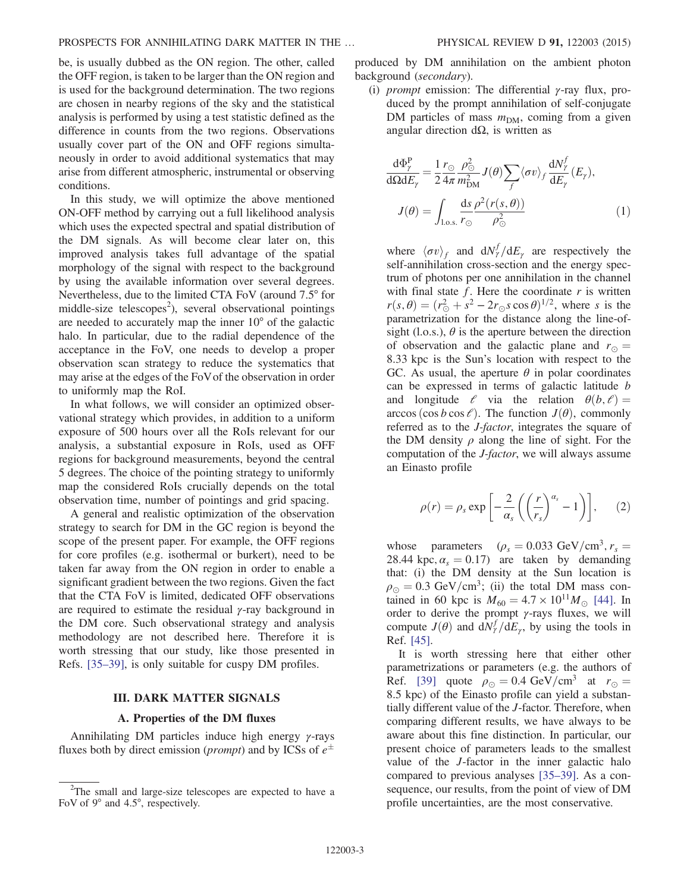be, is usually dubbed as the ON region. The other, called the OFF region, is taken to be larger than the ON region and is used for the background determination. The two regions are chosen in nearby regions of the sky and the statistical analysis is performed by using a test statistic defined as the difference in counts from the two regions. Observations usually cover part of the ON and OFF regions simultaneously in order to avoid additional systematics that may arise from different atmospheric, instrumental or observing conditions.

In this study, we will optimize the above mentioned ON-OFF method by carrying out a full likelihood analysis which uses the expected spectral and spatial distribution of the DM signals. As will become clear later on, this improved analysis takes full advantage of the spatial morphology of the signal with respect to the background by using the available information over several degrees. Nevertheless, due to the limited CTA FoV (around 7.5° for middle-size telescopes[2]), several observational pointings are needed to accurately map the inner 10° of the galactic halo. In particular, due to the radial dependence of the acceptance in the FoV, one needs to develop a proper observation scan strategy to reduce the systematics that may arise at the edges of the FoV of the observation in order to uniformly map the RoI.

In what follows, we will consider an optimized observational strategy which provides, in addition to a uniform exposure of 500 hours over all the RoIs relevant for our analysis, a substantial exposure in RoIs, used as OFF regions for background measurements, beyond the central 5 degrees. The choice of the pointing strategy to uniformly map the considered RoIs crucially depends on the total observation time, number of pointings and grid spacing.

A general and realistic optimization of the observation strategy to search for DM in the GC region is beyond the scope of the present paper. For example, the OFF regions for core profiles (e.g. isothermal or burkert), need to be taken far away from the ON region in order to enable a significant gradient between the two regions. Given the fact that the CTA FoV is limited, dedicated OFF observations are required to estimate the residual $\gamma$-ray background in the DM core. Such observational strategy and analysis methodology are not described here. Therefore it is worth stressing that our study, like those presented in Refs. [35–39], is only suitable for cuspy DM profiles.

### III. DARK MATTER SIGNALS

#### A. Properties of the DM fluxes

Annihilating DM particles induce high energy $\gamma$-rays fluxes both by direct emission (*prompt*) and by ICSs of $e^{\pm}$ produced by DM annihilation on the ambient photon background (*secondary*).

(i) *prompt* emission: The differential $\gamma$-ray flux, produced by the prompt annihilation of self-conjugate DM particles of mass $m_{\rm DM}$, coming from a given angular direction $\mathrm{d}\Omega$, is written as

$$\frac{\mathrm{d}\Phi^{\rm P}_{\gamma}}{\mathrm{d}\Omega \mathrm{d}E_{\gamma}} = \frac{1}{2}\frac{r_{\odot}}{4\pi}\frac{\rho^2_{\odot}}{m^2_{\rm DM}} J(\theta) \sum_f \langle \sigma v \rangle_f \frac{\mathrm{d}N^f_{\gamma}}{\mathrm{d}E_{\gamma}}(E_{\gamma}),$$
$$J(\theta) = \int_{\rm l.o.s.} \frac{\mathrm{d}s}{r_{\odot}} \frac{\rho^2(r(s,\theta))}{\rho^2_{\odot}} \qquad (1)$$

where $\langle \sigma v \rangle_f$ and $\mathrm{d}N^f_{\gamma}/\mathrm{d}E_{\gamma}$ are respectively the self-annihilation cross-section and the energy spectrum of photons per one annihilation in the channel with final state $f$. Here the coordinate $r$ is written $r(s,\theta) = (r^2_{\odot} + s^2 - 2r_{\odot} s \cos\theta)^{1/2}$, where $s$ is the parametrization for the distance along the line-of-sight (l.o.s.), $\theta$ is the aperture between the direction of observation and the galactic plane and $r_{\odot} = 8.33$ kpc is the Sun's location with respect to the GC. As usual, the aperture $\theta$ in polar coordinates can be expressed in terms of galactic latitude $b$ and longitude $\ell$ via the relation $\theta(b,\ell) = \arccos(\cos b \cos \ell)$. The function $J(\theta)$, commonly referred as to the *J-factor*, integrates the square of the DM density $\rho$ along the line of sight. For the computation of the *J-factor*, we will always assume an Einasto profile

$$\rho(r) = \rho_s \exp\left[-\frac{2}{\alpha_s}\left(\left(\frac{r}{r_s}\right)^{\alpha_s} - 1\right)\right], \qquad (2)$$

whose parameters ($\rho_s = 0.033$ GeV/cm$^3$, $r_s = 28.44$ kpc, $\alpha_s = 0.17$) are taken by demanding that: (i) the DM density at the Sun location is $\rho_{\odot} = 0.3$ GeV/cm$^3$; (ii) the total DM mass contained in 60 kpc is $M_{60} = 4.7 \times 10^{11} M_{\odot}$ [44]. In order to derive the prompt $\gamma$-rays fluxes, we will compute $J(\theta)$ and $\mathrm{d}N^f_{\gamma}/\mathrm{d}E_{\gamma}$, by using the tools in Ref. [45].

It is worth stressing here that either other parametrizations or parameters (e.g. the authors of Ref. [39] quote $\rho_{\odot} = 0.4$ GeV/cm$^3$ at $r_{\odot} = 8.5$ kpc) of the Einasto profile can yield a substantially different value of the $J$-factor. Therefore, when comparing different results, we have always to be aware about this fine distinction. In particular, our present choice of parameters leads to the smallest value of the $J$-factor in the inner galactic halo compared to previous analyses [35–39]. As a consequence, our results, from the point of view of DM profile uncertainties, are the most conservative.

[2] The small and large-size telescopes are expected to have a FoV of 9° and 4.5°, respectively.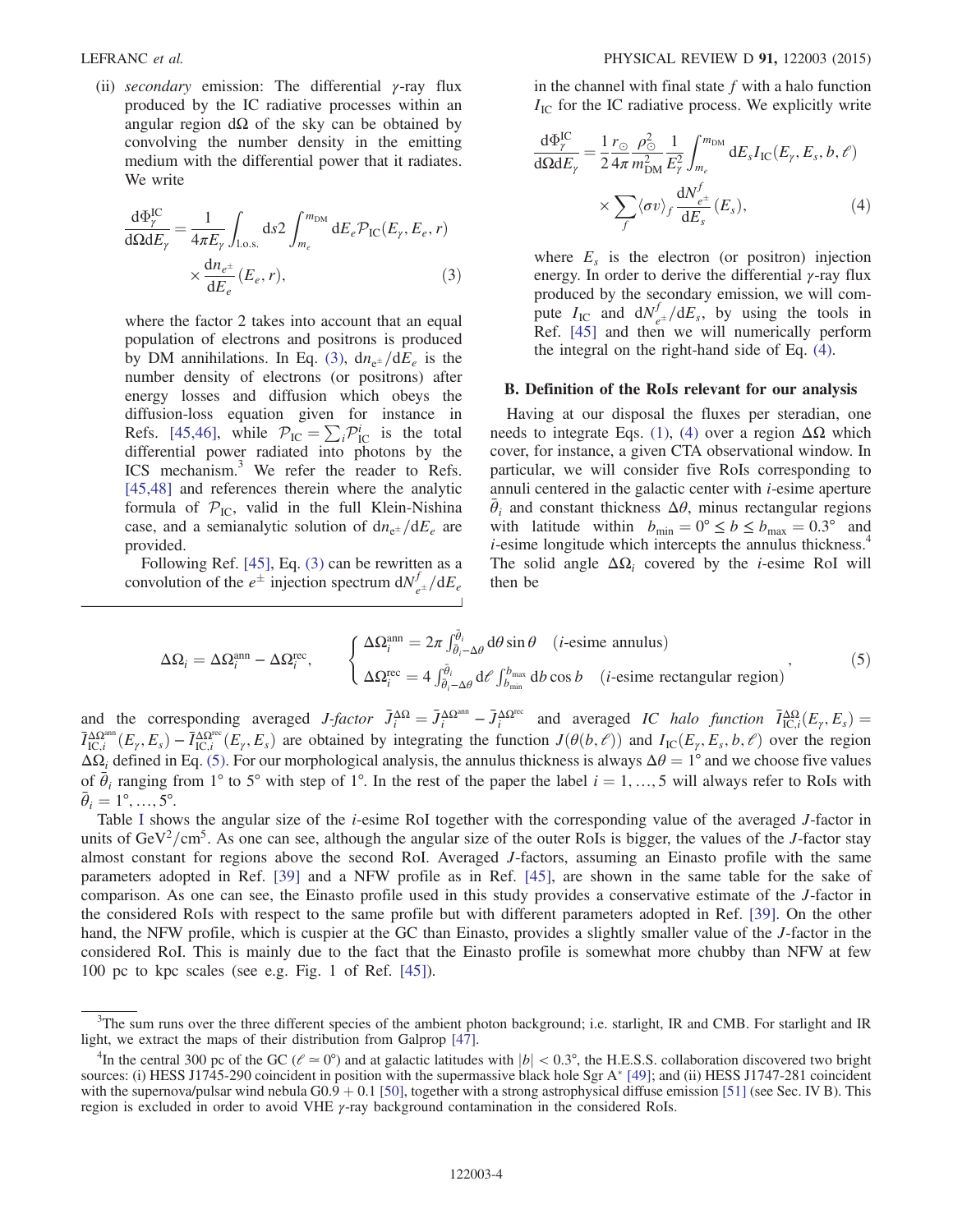(ii) *secondary* emission: The differential $\gamma$-ray flux produced by the IC radiative processes within an angular region $\mathrm{d}\Omega$ of the sky can be obtained by convolving the number density in the emitting medium with the differential power that it radiates. We write

$$\frac{\mathrm{d}\Phi_\gamma^{\mathrm{IC}}}{\mathrm{d}\Omega \mathrm{d}E_\gamma} = \frac{1}{4\pi E_\gamma}\int_{\mathrm{l.o.s.}} \mathrm{d}s 2 \int_{m_e}^{m_{\mathrm{DM}}} \mathrm{d}E_e \mathcal{P}_{\mathrm{IC}}(E_\gamma, E_e, r) \times \frac{\mathrm{d}n_{e^\pm}}{\mathrm{d}E_e}(E_e, r), \tag{3}$$

where the factor 2 takes into account that an equal population of electrons and positrons is produced by DM annihilations. In Eq. (3), $\mathrm{d}n_{e^\pm}/\mathrm{d}E_e$ is the number density of electrons (or positrons) after energy losses and diffusion which obeys the diffusion-loss equation given for instance in Refs. [45,46], while $\mathcal{P}_{\mathrm{IC}} = \sum_i \mathcal{P}_{\mathrm{IC}}^i$ is the total differential power radiated into photons by the ICS mechanism.[3] We refer the reader to Refs. [45,48] and references therein where the analytic formula of $\mathcal{P}_{\mathrm{IC}}$, valid in the full Klein-Nishina case, and a semianalytic solution of $\mathrm{d}n_{e^\pm}/\mathrm{d}E_e$ are provided.

Following Ref. [45], Eq. (3) can be rewritten as a convolution of the $e^\pm$ injection spectrum $\mathrm{d}N_{e^\pm}^f/\mathrm{d}E_e$ in the channel with final state $f$ with a halo function $I_{\mathrm{IC}}$ for the IC radiative process. We explicitly write

$$\frac{\mathrm{d}\Phi_\gamma^{\mathrm{IC}}}{\mathrm{d}\Omega \mathrm{d}E_\gamma} = \frac{1}{2}\frac{r_\odot}{4\pi}\frac{\rho_\odot^2}{m_{\mathrm{DM}}^2}\frac{1}{E_\gamma^2}\int_{m_e}^{m_{\mathrm{DM}}} \mathrm{d}E_s I_{\mathrm{IC}}(E_\gamma, E_s, b, \ell) \times \sum_f \langle \sigma v\rangle_f \frac{\mathrm{d}N_{e^\pm}^f}{\mathrm{d}E_s}(E_s), \tag{4}$$

where $E_s$ is the electron (or positron) injection energy. In order to derive the differential $\gamma$-ray flux produced by the secondary emission, we will compute $I_{\mathrm{IC}}$ and $\mathrm{d}N_{e^\pm}^f/\mathrm{d}E_s$, by using the tools in Ref. [45] and then we will numerically perform the integral on the right-hand side of Eq. (4).

### B. Definition of the RoIs relevant for our analysis

Having at our disposal the fluxes per steradian, one needs to integrate Eqs. (1), (4) over a region $\Delta\Omega$ which cover, for instance, a given CTA observational window. In particular, we will consider five RoIs corresponding to annuli centered in the galactic center with $i$-esime aperture $\bar{\theta}_i$ and constant thickness $\Delta\theta$, minus rectangular regions with latitude within $b_{\min} = 0° \le b \le b_{\max} = 0.3°$ and $i$-esime longitude which intercepts the annulus thickness.[4] The solid angle $\Delta\Omega_i$ covered by the $i$-esime RoI will then be

$$\Delta\Omega_i = \Delta\Omega_i^{\mathrm{ann}} - \Delta\Omega_i^{\mathrm{rec}}, \qquad \begin{cases} \Delta\Omega_i^{\mathrm{ann}} = 2\pi \int_{\bar{\theta}_i - \Delta\theta}^{\bar{\theta}_i} \mathrm{d}\theta \sin\theta & (i\text{-esime annulus}) \\ \Delta\Omega_i^{\mathrm{rec}} = 4 \int_{\bar{\theta}_i - \Delta\theta}^{\bar{\theta}_i} \mathrm{d}\ell \int_{b_{\min}}^{b_{\max}} \mathrm{d}b \cos b & (i\text{-esime rectangular region}) \end{cases}, \tag{5}$$

and the corresponding averaged *J-factor* $\bar{J}_i^{\Delta\Omega} = \bar{J}_i^{\Delta\Omega^{\mathrm{ann}}} - \bar{J}_i^{\Delta\Omega^{\mathrm{rec}}}$ and averaged *IC halo function* $\bar{I}_{\mathrm{IC},i}^{\Delta\Omega}(E_\gamma, E_s) = \bar{I}_{\mathrm{IC},i}^{\Delta\Omega^{\mathrm{ann}}}(E_\gamma, E_s) - \bar{I}_{\mathrm{IC},i}^{\Delta\Omega^{\mathrm{rec}}}(E_\gamma, E_s)$ are obtained by integrating the function $J(\theta(b,\ell))$ and $I_{\mathrm{IC}}(E_\gamma, E_s, b, \ell)$ over the region $\Delta\Omega_i$ defined in Eq. (5). For our morphological analysis, the annulus thickness is always $\Delta\theta = 1°$ and we choose five values of $\bar{\theta}_i$ ranging from 1° to 5° with step of 1°. In the rest of the paper the label $i = 1, \ldots, 5$ will always refer to RoIs with $\bar{\theta}_i = 1°, \ldots, 5°$.

Table I shows the angular size of the $i$-esime RoI together with the corresponding value of the averaged $J$-factor in units of $\mathrm{GeV}^2/\mathrm{cm}^5$. As one can see, although the angular size of the outer RoIs is bigger, the values of the $J$-factor stay almost constant for regions above the second RoI. Averaged $J$-factors, assuming an Einasto profile with the same parameters adopted in Ref. [39] and a NFW profile as in Ref. [45], are shown in the same table for the sake of comparison. As one can see, the Einasto profile used in this study provides a conservative estimate of the $J$-factor in the considered RoIs with respect to the same profile but with different parameters adopted in Ref. [39]. On the other hand, the NFW profile, which is cuspier at the GC than Einasto, provides a slightly smaller value of the $J$-factor in the considered RoI. This is mainly due to the fact that the Einasto profile is somewhat more chubby than NFW at few 100 pc to kpc scales (see e.g. Fig. 1 of Ref. [45]).

---

[3] The sum runs over the three different species of the ambient photon background; i.e. starlight, IR and CMB. For starlight and IR light, we extract the maps of their distribution from Galprop [47].

[4] In the central 300 pc of the GC ($\ell \simeq 0°$) and at galactic latitudes with $|b| < 0.3°$, the H.E.S.S. collaboration discovered two bright sources: (i) HESS J1745-290 coincident in position with the supermassive black hole Sgr A* [49]; and (ii) HESS J1747-281 coincident with the supernova/pulsar wind nebula G0.9 + 0.1 [50], together with a strong astrophysical diffuse emission [51] (see Sec. IV B). This region is excluded in order to avoid VHE $\gamma$-ray background contamination in the considered RoIs.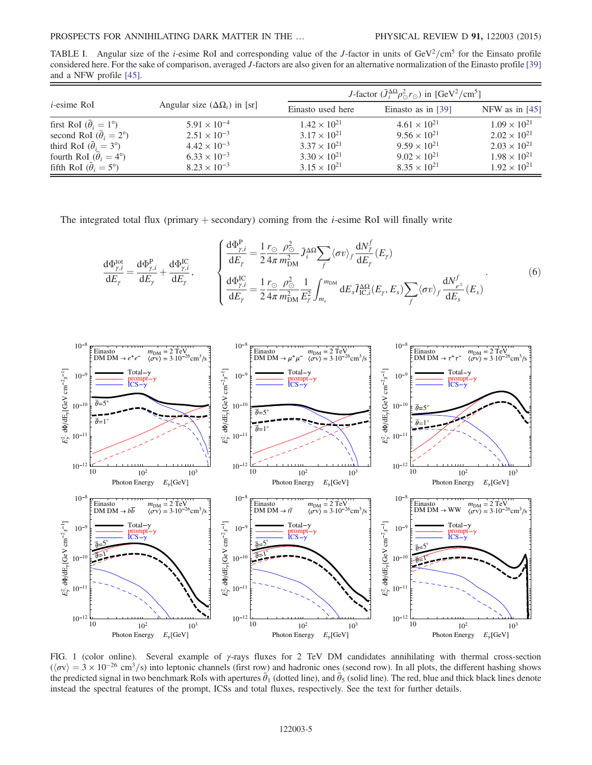TABLE I. Angular size of the $i$-esime RoI and corresponding value of the $J$-factor in units of $\mathrm{GeV}^2/\mathrm{cm}^5$ for the Einsato profile considered here. For the sake of comparison, averaged $J$-factors are also given for an alternative normalization of the Einasto profile [39] and a NFW profile [45].

| $i$-esime RoI | Angular size ($\Delta\Omega_i$) in [sr] | $J$-factor ($\bar{J}_i^{\Delta\Omega}\rho_\odot^2 r_\odot$) in $[\mathrm{GeV}^2/\mathrm{cm}^5]$ | | |
|---|---|---|---|---|
| | | Einasto used here | Einasto as in [39] | NFW as in [45] |
| first RoI ($\bar{\theta}_i = 1°$) | $5.91 \times 10^{-4}$ | $1.42 \times 10^{21}$ | $4.61 \times 10^{21}$ | $1.09 \times 10^{21}$ |
| second RoI ($\bar{\theta}_i = 2°$) | $2.51 \times 10^{-3}$ | $3.17 \times 10^{21}$ | $9.56 \times 10^{21}$ | $2.02 \times 10^{21}$ |
| third RoI ($\bar{\theta}_i = 3°$) | $4.42 \times 10^{-3}$ | $3.37 \times 10^{21}$ | $9.59 \times 10^{21}$ | $2.03 \times 10^{21}$ |
| fourth RoI ($\bar{\theta}_i = 4°$) | $6.33 \times 10^{-3}$ | $3.30 \times 10^{21}$ | $9.02 \times 10^{21}$ | $1.98 \times 10^{21}$ |
| fifth RoI ($\bar{\theta}_i = 5°$) | $8.23 \times 10^{-3}$ | $3.15 \times 10^{21}$ | $8.35 \times 10^{21}$ | $1.92 \times 10^{21}$ |

The integrated total flux (primary + secondary) coming from the $i$-esime RoI will finally write

$$\frac{d\Phi^{\mathrm{tot}}_{\gamma,i}}{dE_\gamma} = \frac{d\Phi^{\mathrm{P}}_{\gamma,i}}{dE_\gamma} + \frac{d\Phi^{\mathrm{IC}}_{\gamma,i}}{dE_\gamma}, \qquad \begin{cases} \dfrac{d\Phi^{\mathrm{P}}_{\gamma,i}}{dE_\gamma} = \dfrac{1}{2}\dfrac{r_\odot}{4\pi}\dfrac{\rho_\odot^2}{m_{\mathrm{DM}}^2}\bar{J}_i^{\Delta\Omega}\sum_f \langle\sigma v\rangle_f \dfrac{dN_\gamma^f}{dE_\gamma}(E_\gamma) \\[2ex] \dfrac{d\Phi^{\mathrm{IC}}_{\gamma,i}}{dE_\gamma} = \dfrac{1}{2}\dfrac{r_\odot}{4\pi}\dfrac{\rho_\odot^2}{m_{\mathrm{DM}}^2}\dfrac{1}{E_\gamma^2}\displaystyle\int_{m_e}^{m_{\mathrm{DM}}} dE_s \bar{I}_{\mathrm{IC},i}^{\Delta\Omega}(E_\gamma, E_s)\sum_f \langle\sigma v\rangle_f \dfrac{dN_{e^\pm}^f}{dE_s}(E_s) \end{cases}. \tag{6}$$

FIG. 1 (color online). Several example of $\gamma$-rays fluxes for 2 TeV DM candidates annihilating with thermal cross-section ($\langle\sigma v\rangle = 3 \times 10^{-26}\ \mathrm{cm}^3/\mathrm{s}$) into leptonic channels (first row) and hadronic ones (second row). In all plots, the different hashing shows the predicted signal in two benchmark RoIs with apertures $\bar{\theta}_1$ (dotted line), and $\bar{\theta}_5$ (solid line). The red, blue and thick black lines denote instead the spectral features of the prompt, ICSs and total fluxes, respectively. See the text for further details.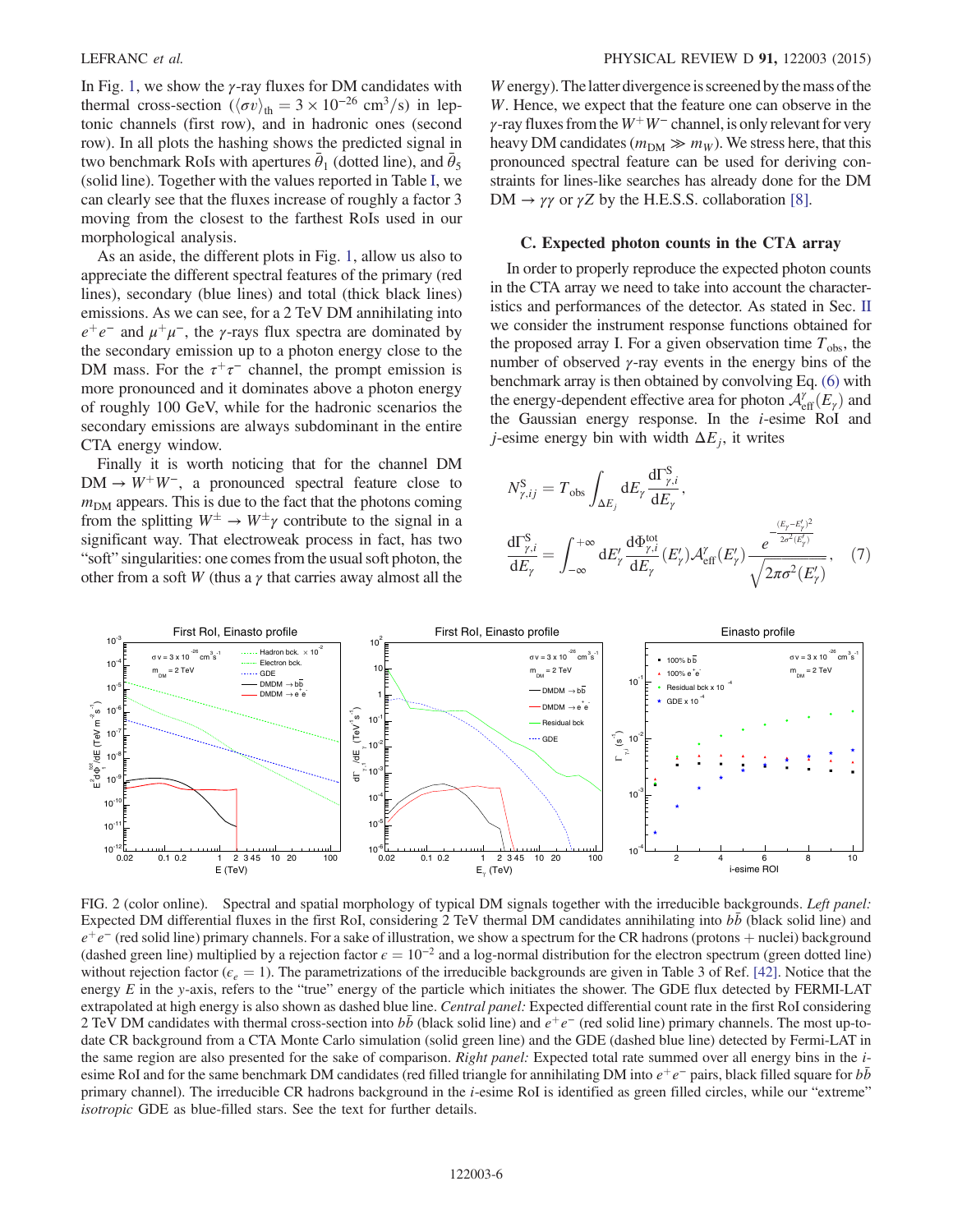In Fig. 1, we show the $\gamma$-ray fluxes for DM candidates with thermal cross-section ($\langle\sigma v\rangle_{\rm th} = 3\times10^{-26}$ cm$^3$/s) in leptonic channels (first row), and in hadronic ones (second row). In all plots the hashing shows the predicted signal in two benchmark RoIs with apertures $\bar{\theta}_1$ (dotted line), and $\bar{\theta}_5$ (solid line). Together with the values reported in Table I, we can clearly see that the fluxes increase of roughly a factor 3 moving from the closest to the farthest RoIs used in our morphological analysis.

As an aside, the different plots in Fig. 1, allow us also to appreciate the different spectral features of the primary (red lines), secondary (blue lines) and total (thick black lines) emissions. As we can see, for a 2 TeV DM annihilating into $e^+e^-$ and $\mu^+\mu^-$, the $\gamma$-rays flux spectra are dominated by the secondary emission up to a photon energy close to the DM mass. For the $\tau^+\tau^-$ channel, the prompt emission is more pronounced and it dominates above a photon energy of roughly 100 GeV, while for the hadronic scenarios the secondary emissions are always subdominant in the entire CTA energy window.

Finally it is worth noticing that for the channel DM DM $\to W^+W^-$, a pronounced spectral feature close to $m_{\rm DM}$ appears. This is due to the fact that the photons coming from the splitting $W^\pm \to W^\pm\gamma$ contribute to the signal in a significant way. That electroweak process in fact, has two "soft" singularities: one comes from the usual soft photon, the other from a soft $W$ (thus a $\gamma$ that carries away almost all the $W$ energy). The latter divergence is screened by the mass of the $W$. Hence, we expect that the feature one can observe in the $\gamma$-ray fluxes from the $W^+W^-$ channel, is only relevant for very heavy DM candidates ($m_{\rm DM} \gg m_W$). We stress here, that this pronounced spectral feature can be used for deriving constraints for lines-like searches has already done for the DM DM $\to \gamma\gamma$ or $\gamma Z$ by the H.E.S.S. collaboration [8].

### C. Expected photon counts in the CTA array

In order to properly reproduce the expected photon counts in the CTA array we need to take into account the characteristics and performances of the detector. As stated in Sec. II we consider the instrument response functions obtained for the proposed array I. For a given observation time $T_{\rm obs}$, the number of observed $\gamma$-ray events in the energy bins of the benchmark array is then obtained by convolving Eq. (6) with the energy-dependent effective area for photon $\mathcal{A}^{\gamma}_{\rm eff}(E_\gamma)$ and the Gaussian energy response. In the $i$-esime RoI and the $j$-esime energy bin with width $\Delta E_j$, it writes

$$N^{\rm S}_{\gamma,ij} = T_{\rm obs}\int_{\Delta E_j} dE_\gamma \frac{d\Gamma^{\rm S}_{\gamma,i}}{dE_\gamma},$$
$$\frac{d\Gamma^{\rm S}_{\gamma,i}}{dE_\gamma} = \int_{-\infty}^{+\infty} dE'_\gamma \frac{d\Phi^{\rm tot}_{\gamma,i}}{dE_\gamma}(E'_\gamma)\mathcal{A}^{\gamma}_{\rm eff}(E'_\gamma)\frac{e^{-\frac{(E_\gamma-E'_\gamma)^2}{2\sigma^2(E'_\gamma)}}}{\sqrt{2\pi\sigma^2(E'_\gamma)}}, \quad (7)$$

FIG. 2 (color online). Spectral and spatial morphology of typical DM signals together with the irreducible backgrounds. *Left panel:* Expected DM differential fluxes in the first RoI, considering 2 TeV thermal DM candidates annihilating into $b\bar{b}$ (black solid line) and $e^+e^-$ (red solid line) primary channels. For a sake of illustration, we show a spectrum for the CR hadrons (protons + nuclei) background (dashed green line) multiplied by a rejection factor $\epsilon = 10^{-2}$ and a log-normal distribution for the electron spectrum (green dotted line) without rejection factor ($\epsilon_e = 1$). The parametrizations of the irreducible backgrounds are given in Table 3 of Ref. [42]. Notice that the energy $E$ in the $y$-axis, refers to the "true" energy of the particle which initiates the shower. The GDE flux detected by FERMI-LAT extrapolated at high energy is also shown as dashed blue line. *Central panel:* Expected differential count rate in the first RoI considering 2 TeV DM candidates with thermal cross-section into $b\bar{b}$ (black solid line) and $e^+e^-$ (red solid line) primary channels. The most up-to-date CR background from a CTA Monte Carlo simulation (solid green line) and the GDE (dashed blue line) detected by Fermi-LAT in the same region are also presented for the sake of comparison. *Right panel:* Expected total rate summed over all energy bins in the $i$-esime RoI and for the same benchmark DM candidates (red filled triangle for annihilating DM into $e^+e^-$ pairs, black filled square for $b\bar{b}$ primary channel). The irreducible CR hadrons background in the $i$-esime RoI is identified as green filled circles, while our "extreme" *isotropic* GDE as blue-filled stars. See the text for further details.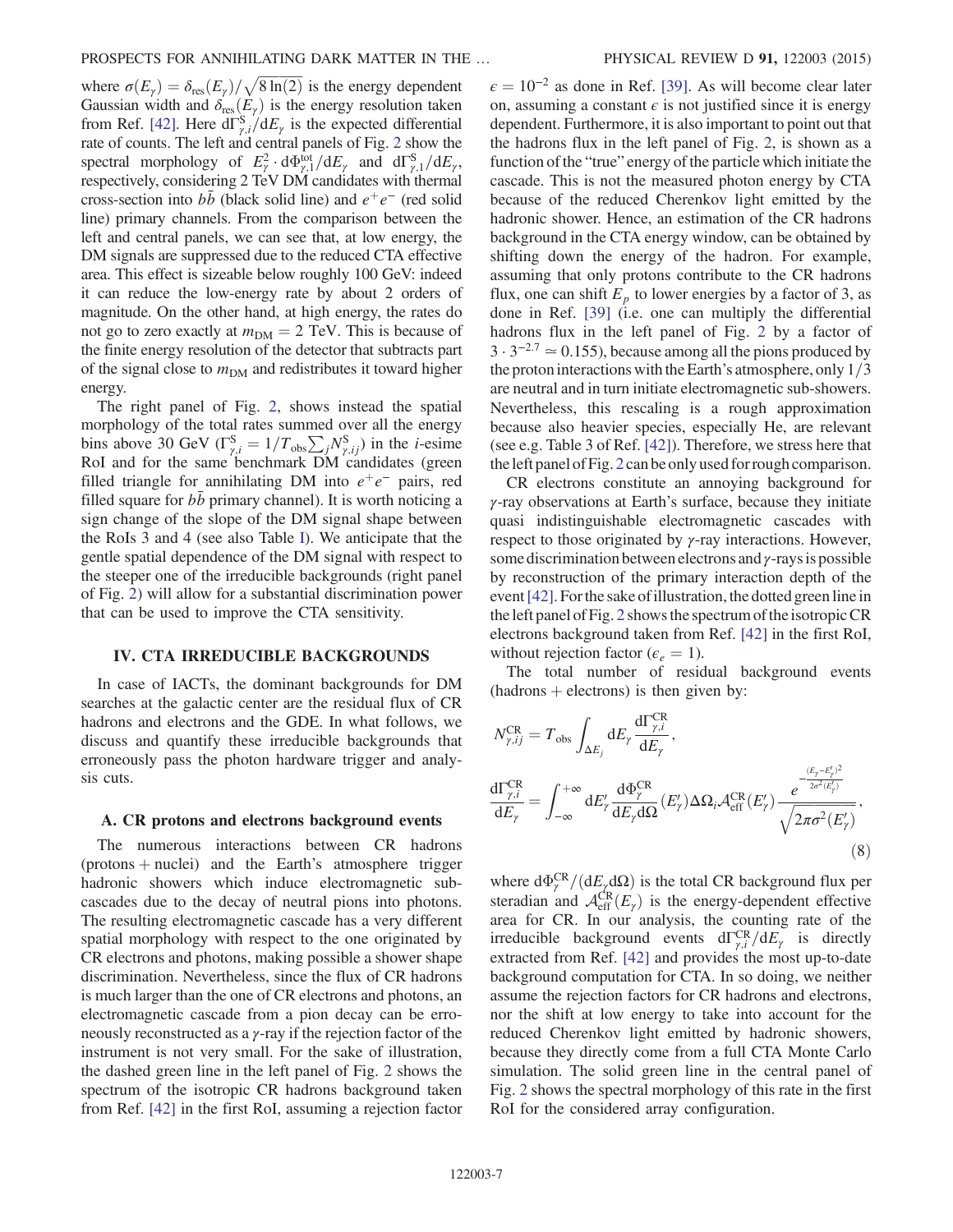where $\sigma(E_\gamma) = \delta_{\rm res}(E_\gamma)/\sqrt{8\ln(2)}$ is the energy dependent Gaussian width and $\delta_{\rm res}(E_\gamma)$ is the energy resolution taken from Ref. [42]. Here $\mathrm{d}\Gamma^{\rm S}_{\gamma,i}/\mathrm{d}E_\gamma$ is the expected differential rate of counts. The left and central panels of Fig. 2 show the spectral morphology of $E_\gamma^2 \cdot \mathrm{d}\Phi^{\rm tot}_{\gamma,1}/\mathrm{d}E_\gamma$ and $\mathrm{d}\Gamma^{\rm S}_{\gamma,1}/\mathrm{d}E_\gamma$, respectively, considering 2 TeV DM candidates with thermal cross-section into $b\bar{b}$ (black solid line) and $e^+e^-$ (red solid line) primary channels. From the comparison between the left and central panels, we can see that, at low energy, the DM signals are suppressed due to the reduced CTA effective area. This effect is sizeable below roughly 100 GeV: indeed it can reduce the low-energy rate by about 2 orders of magnitude. On the other hand, at high energy, the rates do not go to zero exactly at $m_{\rm DM} = 2$ TeV. This is because of the finite energy resolution of the detector that subtracts part of the signal close to $m_{\rm DM}$ and redistributes it toward higher energy.

The right panel of Fig. 2, shows instead the spatial morphology of the total rates summed over all the energy bins above 30 GeV ($\Gamma^{\rm S}_{\gamma,i} = 1/T_{\rm obs}\sum_j N^{\rm S}_{\gamma,ij}$) in the $i$-esime RoI and for the same benchmark DM candidates (green filled triangle for annihilating DM into $e^+e^-$ pairs, red filled square for $b\bar{b}$ primary channel). It is worth noticing a sign change of the slope of the DM signal shape between the RoIs 3 and 4 (see also Table I). We anticipate that the gentle spatial dependence of the DM signal with respect to the steeper one of the irreducible backgrounds (right panel of Fig. 2) will allow for a substantial discrimination power that can be used to improve the CTA sensitivity.

## IV. CTA IRREDUCIBLE BACKGROUNDS

In case of IACTs, the dominant backgrounds for DM searches at the galactic center are the residual flux of CR hadrons and electrons and the GDE. In what follows, we discuss and quantify these irreducible backgrounds that erroneously pass the photon hardware trigger and analysis cuts.

### A. CR protons and electrons background events

The numerous interactions between CR hadrons (protons + nuclei) and the Earth's atmosphere trigger hadronic showers which induce electromagnetic subcascades due to the decay of neutral pions into photons. The resulting electromagnetic cascade has a very different spatial morphology with respect to the one originated by CR electrons and photons, making possible a shower shape discrimination. Nevertheless, since the flux of CR hadrons is much larger than the one of CR electrons and photons, an electromagnetic cascade from a pion decay can be erroneously reconstructed as a $\gamma$-ray if the rejection factor of the instrument is not very small. For the sake of illustration, the dashed green line in the left panel of Fig. 2 shows the spectrum of the isotropic CR hadrons background taken from Ref. [42] in the first RoI, assuming a rejection factor $\epsilon = 10^{-2}$ as done in Ref. [39]. As will become clear later on, assuming a constant $\epsilon$ is not justified since it is energy dependent. Furthermore, it is also important to point out that the hadrons flux in the left panel of Fig. 2, is shown as a function of the "true" energy of the particle which initiate the cascade. This is not the measured photon energy by CTA because of the reduced Cherenkov light emitted by the hadronic shower. Hence, an estimation of the CR hadrons background in the CTA energy window, can be obtained by shifting down the energy of the hadron. For example, assuming that only protons contribute to the CR hadrons flux, one can shift $E_p$ to lower energies by a factor of 3, as done in Ref. [39] (i.e. one can multiply the differential hadrons flux in the left panel of Fig. 2 by a factor of $3 \cdot 3^{-2.7} \simeq 0.155$), because among all the pions produced by the proton interactions with the Earth's atmosphere, only 1/3 are neutral and in turn initiate electromagnetic sub-showers. Nevertheless, this rescaling is a rough approximation because also heavier species, especially He, are relevant (see e.g. Table 3 of Ref. [42]). Therefore, we stress here that the left panel of Fig. 2 can be only used for rough comparison.

CR electrons constitute an annoying background for $\gamma$-ray observations at Earth's surface, because they initiate quasi indistinguishable electromagnetic cascades with respect to those originated by $\gamma$-ray interactions. However, some discrimination between electrons and $\gamma$-rays is possible by reconstruction of the primary interaction depth of the event [42]. For the sake of illustration, the dotted green line in the left panel of Fig. 2 shows the spectrum of the isotropic CR electrons background taken from Ref. [42] in the first RoI, without rejection factor ($\epsilon_e = 1$).

The total number of residual background events (hadrons + electrons) is then given by:

$$N^{\rm CR}_{\gamma,ij} = T_{\rm obs}\int_{\Delta E_j} \mathrm{d}E_\gamma \frac{\mathrm{d}\Gamma^{\rm CR}_{\gamma,i}}{\mathrm{d}E_\gamma},$$

$$\frac{\mathrm{d}\Gamma^{\rm CR}_{\gamma,i}}{\mathrm{d}E_\gamma} = \int_{-\infty}^{+\infty} \mathrm{d}E'_\gamma \frac{\mathrm{d}\Phi^{\rm CR}_\gamma}{\mathrm{d}E_\gamma \mathrm{d}\Omega}(E'_\gamma)\Delta\Omega_i \mathcal{A}^{\rm CR}_{\rm eff}(E'_\gamma)\frac{e^{-\frac{(E_\gamma - E'_\gamma)^2}{2\sigma^2(E'_\gamma)}}}{\sqrt{2\pi\sigma^2(E'_\gamma)}}, \tag{8}$$

where $\mathrm{d}\Phi^{\rm CR}_\gamma/(\mathrm{d}E_\gamma \mathrm{d}\Omega)$ is the total CR background flux per steradian and $\mathcal{A}^{\rm CR}_{\rm eff}(E_\gamma)$ is the energy-dependent effective area for CR. In our analysis, the counting rate of the irreducible background events $\mathrm{d}\Gamma^{\rm CR}_{\gamma,i}/\mathrm{d}E_\gamma$ is directly extracted from Ref. [42] and provides the most up-to-date background computation for CTA. In so doing, we neither assume the rejection factors for CR hadrons and electrons, nor the shift at low energy to take into account for the reduced Cherenkov light emitted by hadronic showers, because they directly come from a full CTA Monte Carlo simulation. The solid green line in the central panel of Fig. 2 shows the spectral morphology of this rate in the first RoI for the considered array configuration.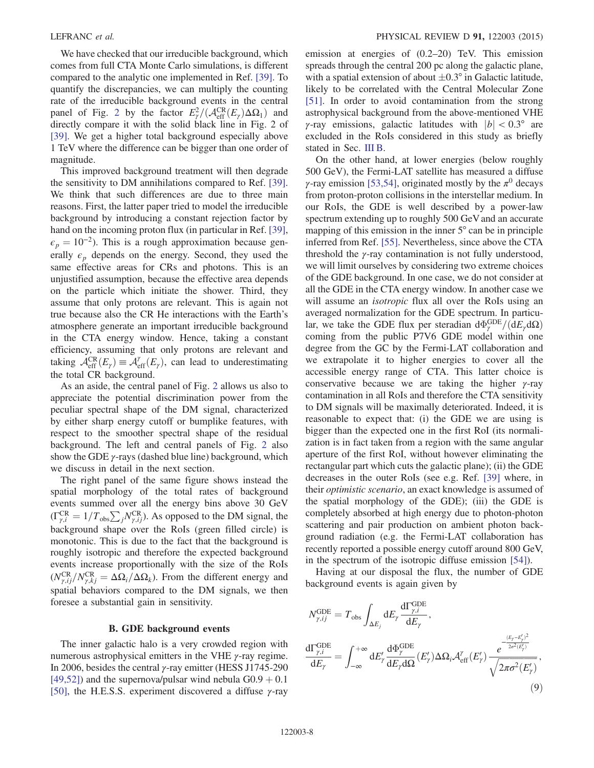We have checked that our irreducible background, which comes from full CTA Monte Carlo simulations, is different compared to the analytic one implemented in Ref. [39]. To quantify the discrepancies, we can multiply the counting rate of the irreducible background events in the central panel of Fig. 2 by the factor $E_\gamma^2/(\mathcal{A}_{\rm eff}^{\rm CR}(E_\gamma)\Delta\Omega_1)$ and directly compare it with the solid black line in Fig. 2 of [39]. We get a higher total background especially above 1 TeV where the difference can be bigger than one order of magnitude.

This improved background treatment will then degrade the sensitivity to DM annihilations compared to Ref. [39]. We think that such differences are due to three main reasons. First, the latter paper tried to model the irreducible background by introducing a constant rejection factor by hand on the incoming proton flux (in particular in Ref. [39], $\epsilon_p = 10^{-2}$). This is a rough approximation because generally $\epsilon_p$ depends on the energy. Second, they used the same effective areas for CRs and photons. This is an unjustified assumption, because the effective area depends on the particle which initiate the shower. Third, they assume that only protons are relevant. This is again not true because also the CR He interactions with the Earth's atmosphere generate an important irreducible background in the CTA energy window. Hence, taking a constant efficiency, assuming that only protons are relevant and taking $\mathcal{A}_{\rm eff}^{\rm CR}(E_\gamma) \equiv \mathcal{A}_{\rm eff}^{\gamma}(E_\gamma)$, can lead to underestimating the total CR background.

As an aside, the central panel of Fig. 2 allows us also to appreciate the potential discrimination power from the peculiar spectral shape of the DM signal, characterized by either sharp energy cutoff or bumplike features, with respect to the smoother spectral shape of the residual background. The left and central panels of Fig. 2 also show the GDE $\gamma$-rays (dashed blue line) background, which we discuss in detail in the next section.

The right panel of the same figure shows instead the spatial morphology of the total rates of background events summed over all the energy bins above 30 GeV ($\Gamma_{\gamma,i}^{\rm CR} = 1/T_{\rm obs}\sum_j N_{\gamma,ij}^{\rm CR}$). As opposed to the DM signal, the background shape over the RoIs (green filled circle) is monotonic. This is due to the fact that the background is roughly isotropic and therefore the expected background events increase proportionally with the size of the RoIs ($N_{\gamma,ij}^{\rm CR}/N_{\gamma,kj}^{\rm CR} = \Delta\Omega_i/\Delta\Omega_k$). From the different energy and spatial behaviors compared to the DM signals, we then foresee a substantial gain in sensitivity.

### B. GDE background events

The inner galactic halo is a very crowded region with numerous astrophysical emitters in the VHE $\gamma$-ray regime. In 2006, besides the central $\gamma$-ray emitter (HESS J1745-290 [49,52]) and the supernova/pulsar wind nebula G0.9 + 0.1 [50], the H.E.S.S. experiment discovered a diffuse $\gamma$-ray emission at energies of (0.2–20) TeV. This emission spreads through the central 200 pc along the galactic plane, with a spatial extension of about $\pm 0.3°$ in Galactic latitude, likely to be correlated with the Central Molecular Zone [51]. In order to avoid contamination from the strong astrophysical background from the above-mentioned VHE $\gamma$-ray emissions, galactic latitudes with $|b| < 0.3°$ are excluded in the RoIs considered in this study as briefly stated in Sec. III B.

On the other hand, at lower energies (below roughly 500 GeV), the Fermi-LAT satellite has measured a diffuse $\gamma$-ray emission [53,54], originated mostly by the $\pi^0$ decays from proton-proton collisions in the interstellar medium. In our RoIs, the GDE is well described by a power-law spectrum extending up to roughly 500 GeV and an accurate mapping of this emission in the inner 5° can be in principle inferred from Ref. [55]. Nevertheless, since above the CTA threshold the $\gamma$-ray contamination is not fully understood, we will limit ourselves by considering two extreme choices of the GDE background. In one case, we do not consider at all the GDE in the CTA energy window. In another case we will assume an *isotropic* flux all over the RoIs using an averaged normalization for the GDE spectrum. In particular, we take the GDE flux per steradian $\mathrm{d}\Phi_\gamma^{\rm GDE}/(\mathrm{d}E_\gamma \mathrm{d}\Omega)$ coming from the public P7V6 GDE model within one degree from the GC by the Fermi-LAT collaboration and we extrapolate it to higher energies to cover all the accessible energy range of CTA. This latter choice is conservative because we are taking the higher $\gamma$-ray contamination in all RoIs and therefore the CTA sensitivity to DM signals will be maximally deteriorated. Indeed, it is reasonable to expect that: (i) the GDE we are using is bigger than the expected one in the first RoI (its normalization is in fact taken from a region with the same angular aperture of the first RoI, without however eliminating the rectangular part which cuts the galactic plane); (ii) the GDE decreases in the outer RoIs (see e.g. Ref. [39] where, in their *optimistic scenario*, an exact knowledge is assumed of the spatial morphology of the GDE); (iii) the GDE is completely absorbed at high energy due to photon-photon scattering and pair production on ambient photon background radiation (e.g. the Fermi-LAT collaboration has recently reported a possible energy cutoff around 800 GeV, in the spectrum of the isotropic diffuse emission [54]).

Having at our disposal the flux, the number of GDE background events is again given by

$$
N_{\gamma,ij}^{\rm GDE} = T_{\rm obs}\int_{\Delta E_j} \mathrm{d}E_\gamma \frac{\mathrm{d}\Gamma_{\gamma,i}^{\rm GDE}}{\mathrm{d}E_\gamma},
$$

$$
\frac{\mathrm{d}\Gamma_{\gamma,i}^{\rm GDE}}{\mathrm{d}E_\gamma} = \int_{-\infty}^{+\infty} \mathrm{d}E'_\gamma \frac{\mathrm{d}\Phi_\gamma^{\rm GDE}}{\mathrm{d}E_\gamma \mathrm{d}\Omega}(E'_\gamma)\Delta\Omega_i \mathcal{A}_{\rm eff}^{\gamma}(E'_\gamma)\frac{e^{-\frac{(E_\gamma - E'_\gamma)^2}{2\sigma^2(E'_\gamma)}}}{\sqrt{2\pi\sigma^2(E'_\gamma)}}, \tag{9}
$$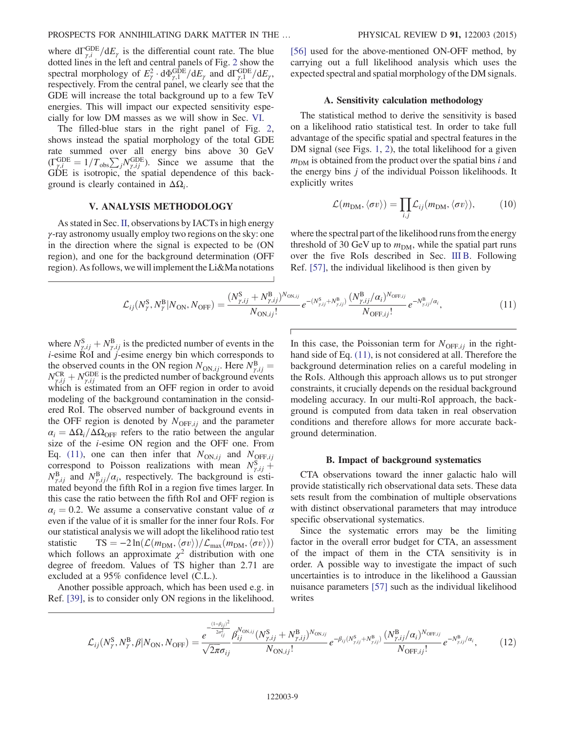where $\mathrm{d}\Gamma^{\mathrm{GDE}}_{\gamma,i}/\mathrm{d}E_\gamma$ is the differential count rate. The blue dotted lines in the left and central panels of Fig. 2 show the spectral morphology of $E_\gamma^2 \cdot \mathrm{d}\Phi^{\mathrm{GDE}}_{\gamma,1}/\mathrm{d}E_\gamma$ and $\mathrm{d}\Gamma^{\mathrm{GDE}}_{\gamma,1}/\mathrm{d}E_\gamma$, respectively. From the central panel, we clearly see that the GDE will increase the total background up to a few TeV energies. This will impact our expected sensitivity especially for low DM masses as we will show in Sec. VI.

The filled-blue stars in the right panel of Fig. 2, shows instead the spatial morphology of the total GDE rate summed over all energy bins above 30 GeV ($\Gamma^{\mathrm{GDE}}_{\gamma,i} = 1/T_{\mathrm{obs}} \sum_j N^{\mathrm{GDE}}_{\gamma,ij}$). Since we assume that the GDE is isotropic, the spatial dependence of this background is clearly contained in $\Delta\Omega_i$.

## V. ANALYSIS METHODOLOGY

As stated in Sec. II, observations by IACTs in high energy $\gamma$-ray astronomy usually employ two regions on the sky: one in the direction where the signal is expected to be (ON region), and one for the background determination (OFF region). As follows, we will implement the Li&Ma notations [56] used for the above-mentioned ON-OFF method, by carrying out a full likelihood analysis which uses the expected spectral and spatial morphology of the DM signals.

### A. Sensitivity calculation methodology

The statistical method to derive the sensitivity is based on a likelihood ratio statistical test. In order to take full advantage of the specific spatial and spectral features in the DM signal (see Figs. 1, 2), the total likelihood for a given $m_{\mathrm{DM}}$ is obtained from the product over the spatial bins $i$ and the energy bins $j$ of the individual Poisson likelihoods. It explicitly writes

$$\mathcal{L}(m_{\mathrm{DM}}, \langle\sigma v\rangle) = \prod_{i,j} \mathcal{L}_{ij}(m_{\mathrm{DM}}, \langle\sigma v\rangle), \tag{10}$$

where the spectral part of the likelihood runs from the energy threshold of 30 GeV up to $m_{\mathrm{DM}}$, while the spatial part runs over the five RoIs described in Sec. III B. Following Ref. [57], the individual likelihood is then given by

$$\mathcal{L}_{ij}(N^{\mathrm{S}}_\gamma, N^{\mathrm{B}}_\gamma | N_{\mathrm{ON}}, N_{\mathrm{OFF}}) = \frac{(N^{\mathrm{S}}_{\gamma,ij} + N^{\mathrm{B}}_{\gamma,ij})^{N_{\mathrm{ON},ij}}}{N_{\mathrm{ON},ij}!} e^{-(N^{\mathrm{S}}_{\gamma,ij} + N^{\mathrm{B}}_{\gamma,ij})} \frac{(N^{\mathrm{B}}_{\gamma,ij}/\alpha_i)^{N_{\mathrm{OFF},ij}}}{N_{\mathrm{OFF},ij}!} e^{-N^{\mathrm{B}}_{\gamma,ij}/\alpha_i}, \tag{11}$$

where $N^{\mathrm{S}}_{\gamma,ij} + N^{\mathrm{B}}_{\gamma,ij}$ is the predicted number of events in the $i$-esime RoI and $j$-esime energy bin which corresponds to the observed counts in the ON region $N_{\mathrm{ON},ij}$. Here $N^{\mathrm{B}}_{\gamma,ij} = N^{\mathrm{CR}}_{\gamma,ij} + N^{\mathrm{GDE}}_{\gamma,ij}$ is the predicted number of background events which is estimated from an OFF region in order to avoid modeling of the background contamination in the considered RoI. The observed number of background events in the OFF region is denoted by $N_{\mathrm{OFF},ij}$ and the parameter $\alpha_i = \Delta\Omega_i/\Delta\Omega_{\mathrm{OFF}}$ refers to the ratio between the angular size of the $i$-esime ON region and the OFF one. From Eq. (11), one can then infer that $N_{\mathrm{ON},ij}$ and $N_{\mathrm{OFF},ij}$ correspond to Poisson realizations with mean $N^{\mathrm{S}}_{\gamma,ij} + N^{\mathrm{B}}_{\gamma,ij}$ and $N^{\mathrm{B}}_{\gamma,ij}/\alpha_i$, respectively. The background is estimated beyond the fifth RoI in a region five times larger. In this case the ratio between the fifth RoI and OFF region is $\alpha_i = 0.2$. We assume a conservative constant value of $\alpha$ even if the value of it is smaller for the inner four RoIs. For our statistical analysis we will adopt the likelihood ratio test statistic $\mathrm{TS} = -2\ln(\mathcal{L}(m_{\mathrm{DM}}, \langle\sigma v\rangle)/\mathcal{L}_{\max}(m_{\mathrm{DM}}, \langle\sigma v\rangle))$ which follows an approximate $\chi^2$ distribution with one degree of freedom. Values of TS higher than 2.71 are excluded at a 95% confidence level (C.L.).

Another possible approach, which has been used e.g. in Ref. [39], is to consider only ON regions in the likelihood. In this case, the Poissonian term for $N_{\mathrm{OFF},ij}$ in the right-hand side of Eq. (11), is not considered at all. Therefore the background determination relies on a careful modeling in the RoIs. Although this approach allows us to put stronger constraints, it crucially depends on the residual background modeling accuracy. In our multi-RoI approach, the background is computed from data taken in real observation conditions and therefore allows for more accurate background determination.

### B. Impact of background systematics

CTA observations toward the inner galactic halo will provide statistically rich observational data sets. These data sets result from the combination of multiple observations with distinct observational parameters that may introduce specific observational systematics.

Since the systematic errors may be the limiting factor in the overall error budget for CTA, an assessment of the impact of them in the CTA sensitivity is in order. A possible way to investigate the impact of such uncertainties is to introduce in the likelihood a Gaussian nuisance parameters [57] such as the individual likelihood writes

$$\mathcal{L}_{ij}(N^{\mathrm{S}}_\gamma, N^{\mathrm{B}}_\gamma, \beta | N_{\mathrm{ON}}, N_{\mathrm{OFF}}) = \frac{e^{-\frac{(1-\beta_{ij})^2}{2\sigma_{ij}^2}}}{\sqrt{2\pi}\sigma_{ij}} \frac{\beta_{ij}^{N_{\mathrm{ON},ij}} (N^{\mathrm{S}}_{\gamma,ij} + N^{\mathrm{B}}_{\gamma,ij})^{N_{\mathrm{ON},ij}}}{N_{\mathrm{ON},ij}!} e^{-\beta_{ij}(N^{\mathrm{S}}_{\gamma,ij} + N^{\mathrm{B}}_{\gamma,ij})} \frac{(N^{\mathrm{B}}_{\gamma,ij}/\alpha_i)^{N_{\mathrm{OFF},ij}}}{N_{\mathrm{OFF},ij}!} e^{-N^{\mathrm{B}}_{\gamma,ij}/\alpha_i}, \tag{12}$$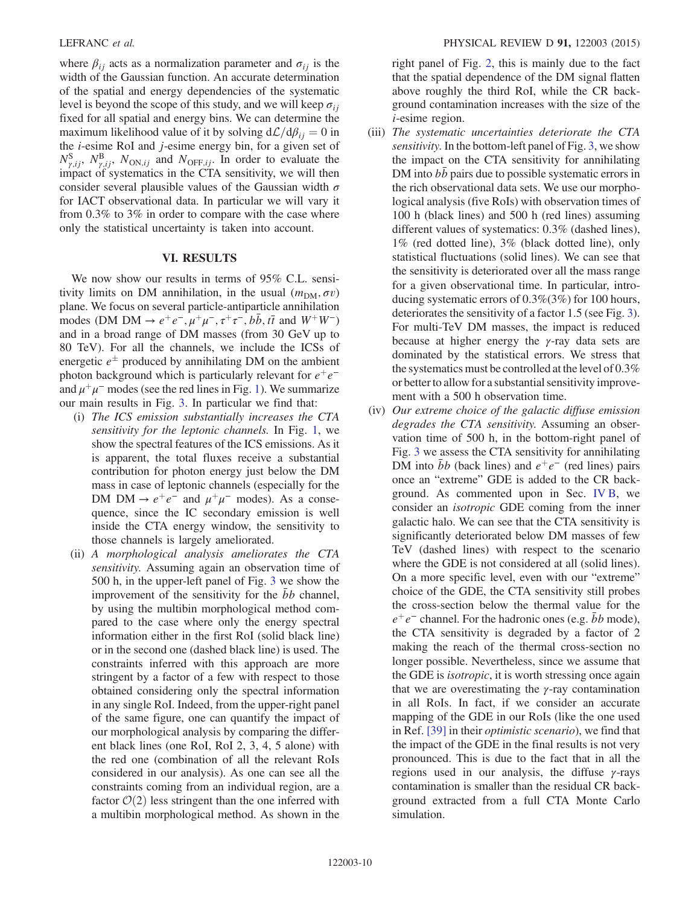where $\beta_{ij}$ acts as a normalization parameter and $\sigma_{ij}$ is the width of the Gaussian function. An accurate determination of the spatial and energy dependencies of the systematic level is beyond the scope of this study, and we will keep $\sigma_{ij}$ fixed for all spatial and energy bins. We can determine the maximum likelihood value of it by solving $\mathrm{d}\mathcal{L}/\mathrm{d}\beta_{ij} = 0$ in the $i$-esime RoI and $j$-esime energy bin, for a given set of $N^{\mathrm{S}}_{\gamma,ij}$, $N^{\mathrm{B}}_{\gamma,ij}$, $N_{\mathrm{ON},ij}$ and $N_{\mathrm{OFF},ij}$. In order to evaluate the impact of systematics in the CTA sensitivity, we will then consider several plausible values of the Gaussian width $\sigma$ for IACT observational data. In particular we will vary it from 0.3% to 3% in order to compare with the case where only the statistical uncertainty is taken into account.

## VI. RESULTS

We now show our results in terms of 95% C.L. sensitivity limits on DM annihilation, in the usual $(m_{\mathrm{DM}}, \sigma v)$ plane. We focus on several particle-antiparticle annihilation modes (DM DM $\to e^+e^-, \mu^+\mu^-, \tau^+\tau^-, b\bar{b}, t\bar{t}$ and $W^+W^-$) and in a broad range of DM masses (from 30 GeV up to 80 TeV). For all the channels, we include the ICSs of energetic $e^{\pm}$ produced by annihilating DM on the ambient photon background which is particularly relevant for $e^+e^-$ and $\mu^+\mu^-$ modes (see the red lines in Fig. 1). We summarize our main results in Fig. 3. In particular we find that:

(i) *The ICS emission substantially increases the CTA sensitivity for the leptonic channels.* In Fig. 1, we show the spectral features of the ICS emissions. As it is apparent, the total fluxes receive a substantial contribution for photon energy just below the DM mass in case of leptonic channels (especially for the DM DM $\to e^+e^-$ and $\mu^+\mu^-$ modes). As a consequence, since the IC secondary emission is well inside the CTA energy window, the sensitivity to those channels is largely ameliorated.

(ii) *A morphological analysis ameliorates the CTA sensitivity.* Assuming again an observation time of 500 h, in the upper-left panel of Fig. 3 we show the improvement of the sensitivity for the $\bar{b}b$ channel, by using the multibin morphological method compared to the case where only the energy spectral information either in the first RoI (solid black line) or in the second one (dashed black line) is used. The constraints inferred with this approach are more stringent by a factor of a few with respect to those obtained considering only the spectral information in any single RoI. Indeed, from the upper-right panel of the same figure, one can quantify the impact of our morphological analysis by comparing the different black lines (one RoI, RoI 2, 3, 4, 5 alone) with the red one (combination of all the relevant RoIs considered in our analysis). As one can see all the constraints coming from an individual region, are a factor $\mathcal{O}(2)$ less stringent than the one inferred with a multibin morphological method. As shown in the right panel of Fig. 2, this is mainly due to the fact that the spatial dependence of the DM signal flatten above roughly the third RoI, while the CR background contamination increases with the size of the $i$-esime region.

(iii) *The systematic uncertainties deteriorate the CTA sensitivity.* In the bottom-left panel of Fig. 3, we show the impact on the CTA sensitivity for annihilating DM into $b\bar{b}$ pairs due to possible systematic errors in the rich observational data sets. We use our morphological analysis (five RoIs) with observation times of 100 h (black lines) and 500 h (red lines) assuming different values of systematics: 0.3% (dashed lines), 1% (red dotted line), 3% (black dotted line), only statistical fluctuations (solid lines). We can see that the sensitivity is deteriorated over all the mass range for a given observational time. In particular, introducing systematic errors of 0.3%(3%) for 100 hours, deteriorates the sensitivity of a factor 1.5 (see Fig. 3). For multi-TeV DM masses, the impact is reduced because at higher energy the $\gamma$-ray data sets are dominated by the statistical errors. We stress that the systematics must be controlled at the level of 0.3% or better to allow for a substantial sensitivity improvement with a 500 h observation time.

(iv) *Our extreme choice of the galactic diffuse emission degrades the CTA sensitivity.* Assuming an observation time of 500 h, in the bottom-right panel of Fig. 3 we assess the CTA sensitivity for annihilating DM into $\bar{b}b$ (back lines) and $e^+e^-$ (red lines) pairs once an "extreme" GDE is added to the CR background. As commented upon in Sec. IV B, we consider an *isotropic* GDE coming from the inner galactic halo. We can see that the CTA sensitivity is significantly deteriorated below DM masses of few TeV (dashed lines) with respect to the scenario where the GDE is not considered at all (solid lines). On a more specific level, even with our "extreme" choice of the GDE, the CTA sensitivity still probes the cross-section below the thermal value for the $e^+e^-$ channel. For the hadronic ones (e.g. $\bar{b}b$ mode), the CTA sensitivity is degraded by a factor of 2 making the reach of the thermal cross-section no longer possible. Nevertheless, since we assume that the GDE is *isotropic*, it is worth stressing once again that we are overestimating the $\gamma$-ray contamination in all RoIs. In fact, if we consider an accurate mapping of the GDE in our RoIs (like the one used in Ref. [39] in their *optimistic scenario*), we find that the impact of the GDE in the final results is not very pronounced. This is due to the fact that in all the regions used in our analysis, the diffuse $\gamma$-rays contamination is smaller than the residual CR background extracted from a full CTA Monte Carlo simulation.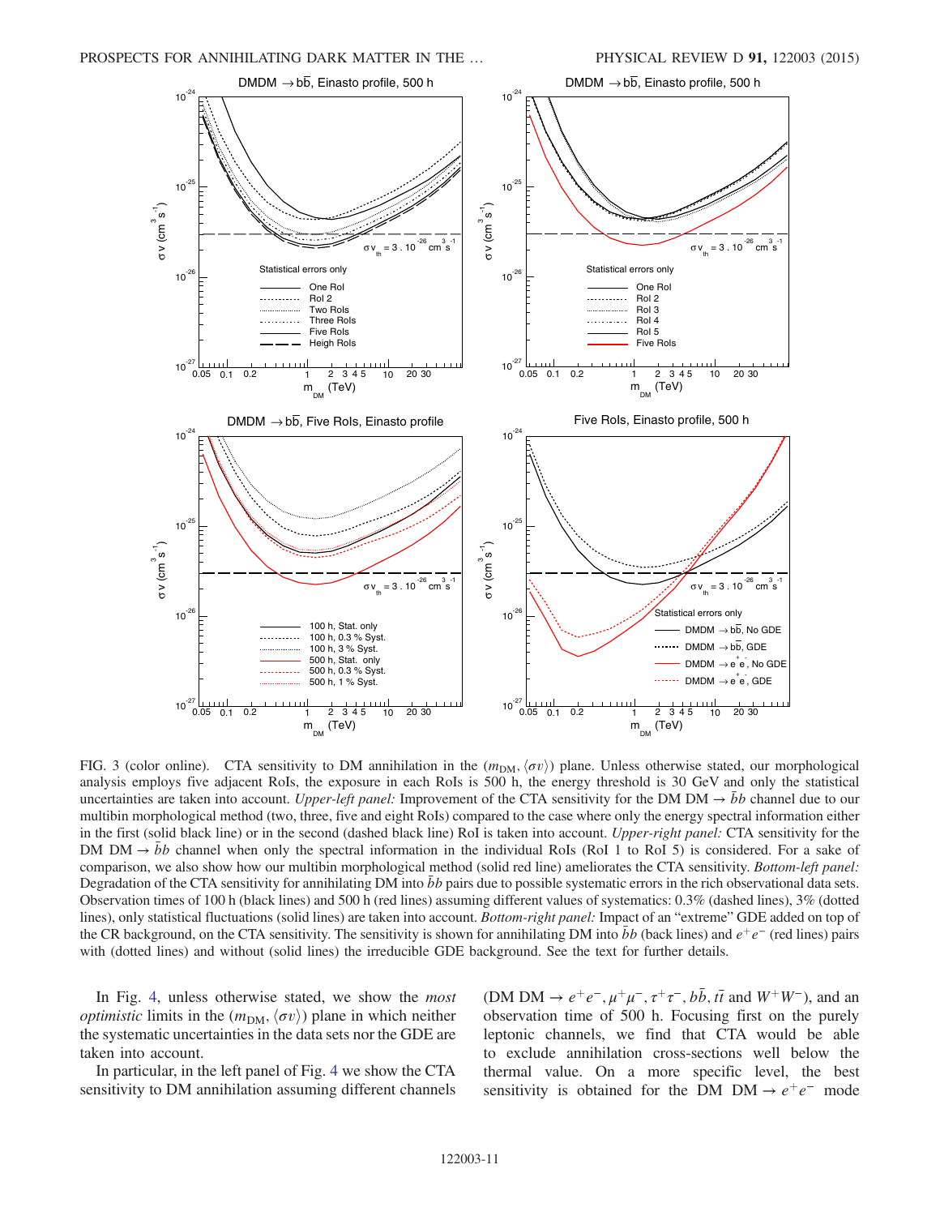FIG. 3 (color online). CTA sensitivity to DM annihilation in the $(m_{\rm DM}, \langle\sigma v\rangle)$ plane. Unless otherwise stated, our morphological analysis employs five adjacent RoIs, the exposure in each RoIs is 500 h, the energy threshold is 30 GeV and only the statistical uncertainties are taken into account. *Upper-left panel:* Improvement of the CTA sensitivity for the DM DM $\rightarrow \bar{b}b$ channel due to our multibin morphological method (two, three, five and eight RoIs) compared to the case where only the energy spectral information either in the first (solid black line) or in the second (dashed black line) RoI is taken into account. *Upper-right panel:* CTA sensitivity for the DM DM $\rightarrow \bar{b}b$ channel when only the spectral information in the individual RoIs (RoI 1 to RoI 5) is considered. For a sake of comparison, we also show how our multibin morphological method (solid red line) ameliorates the CTA sensitivity. *Bottom-left panel:* Degradation of the CTA sensitivity for annihilating DM into $\bar{b}b$ pairs due to possible systematic errors in the rich observational data sets. Observation times of 100 h (black lines) and 500 h (red lines) assuming different values of systematics: 0.3% (dashed lines), 3% (dotted lines), only statistical fluctuations (solid lines) are taken into account. *Bottom-right panel:* Impact of an "extreme" GDE added on top of the CR background, on the CTA sensitivity. The sensitivity is shown for annihilating DM into $\bar{b}b$ (back lines) and $e^+e^-$ (red lines) pairs with (dotted lines) and without (solid lines) the irreducible GDE background. See the text for further details.

In Fig. 4, unless otherwise stated, we show the *most optimistic* limits in the $(m_{\rm DM}, \langle\sigma v\rangle)$ plane in which neither the systematic uncertainties in the data sets nor the GDE are taken into account.

In particular, in the left panel of Fig. 4 we show the CTA sensitivity to DM annihilation assuming different channels (DM DM $\rightarrow e^+e^-, \mu^+\mu^-, \tau^+\tau^-, b\bar{b}, t\bar{t}$ and $W^+W^-$), and an observation time of 500 h. Focusing first on the purely leptonic channels, we find that CTA would be able to exclude annihilation cross-sections well below the thermal value. On a more specific level, the best sensitivity is obtained for the DM DM $\rightarrow e^+e^-$ mode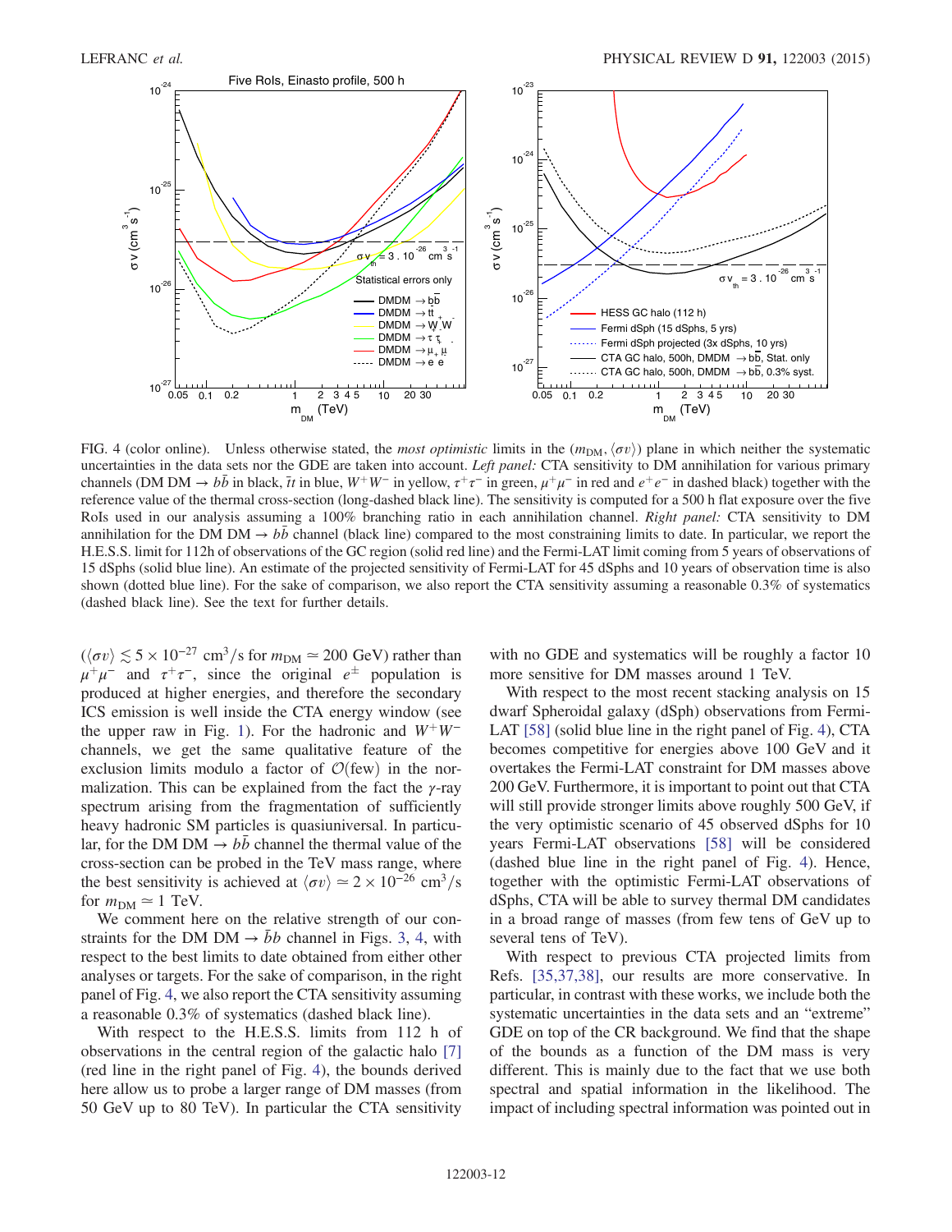FIG. 4 (color online). Unless otherwise stated, the *most optimistic* limits in the $(m_{\rm DM}, \langle\sigma v\rangle)$ plane in which neither the systematic uncertainties in the data sets nor the GDE are taken into account. *Left panel:* CTA sensitivity to DM annihilation for various primary channels (DM DM $\to b\bar{b}$ in black, $\bar{t}t$ in blue, $W^+W^-$ in yellow, $\tau^+\tau^-$ in green, $\mu^+\mu^-$ in red and $e^+e^-$ in dashed black) together with the reference value of the thermal cross-section (long-dashed black line). The sensitivity is computed for a 500 h flat exposure over the five RoIs used in our analysis assuming a 100% branching ratio in each annihilation channel. *Right panel:* CTA sensitivity to DM annihilation for the DM DM $\to b\bar{b}$ channel (black line) compared to the most constraining limits to date. In particular, we report the H.E.S.S. limit for 112h of observations of the GC region (solid red line) and the Fermi-LAT limit coming from 5 years of observations of 15 dSphs (solid blue line). An estimate of the projected sensitivity of Fermi-LAT for 45 dSphs and 10 years of observation time is also shown (dotted blue line). For the sake of comparison, we also report the CTA sensitivity assuming a reasonable 0.3% of systematics (dashed black line). See the text for further details.

($\langle\sigma v\rangle \lesssim 5\times10^{-27}$ cm$^3$/s for $m_{\rm DM} \simeq 200$ GeV) rather than $\mu^+\mu^-$ and $\tau^+\tau^-$, since the original $e^\pm$ population is produced at higher energies, and therefore the secondary ICS emission is well inside the CTA energy window (see the upper raw in Fig. 1). For the hadronic and $W^+W^-$ channels, we get the same qualitative feature of the exclusion limits modulo a factor of $\mathcal{O}$(few) in the normalization. This can be explained from the fact the $\gamma$-ray spectrum arising from the fragmentation of sufficiently heavy hadronic SM particles is quasiuniversal. In particular, for the DM DM $\to b\bar{b}$ channel the thermal value of the cross-section can be probed in the TeV mass range, where the best sensitivity is achieved at $\langle\sigma v\rangle \simeq 2\times10^{-26}$ cm$^3$/s for $m_{\rm DM} \simeq 1$ TeV.

We comment here on the relative strength of our constraints for the DM DM $\to \bar{b}b$ channel in Figs. 3, 4, with respect to the best limits to date obtained from either other analyses or targets. For the sake of comparison, in the right panel of Fig. 4, we also report the CTA sensitivity assuming a reasonable 0.3% of systematics (dashed black line).

With respect to the H.E.S.S. limits from 112 h of observations in the central region of the galactic halo [7] (red line in the right panel of Fig. 4), the bounds derived here allow us to probe a larger range of DM masses (from 50 GeV up to 80 TeV). In particular the CTA sensitivity with no GDE and systematics will be roughly a factor 10 more sensitive for DM masses around 1 TeV.

With respect to the most recent stacking analysis on 15 dwarf Spheroidal galaxy (dSph) observations from Fermi-LAT [58] (solid blue line in the right panel of Fig. 4), CTA becomes competitive for energies above 100 GeV and it overtakes the Fermi-LAT constraint for DM masses above 200 GeV. Furthermore, it is important to point out that CTA will still provide stronger limits above roughly 500 GeV, if the very optimistic scenario of 45 observed dSphs for 10 years Fermi-LAT observations [58] will be considered (dashed blue line in the right panel of Fig. 4). Hence, together with the optimistic Fermi-LAT observations of dSphs, CTA will be able to survey thermal DM candidates in a broad range of masses (from few tens of GeV up to several tens of TeV).

With respect to previous CTA projected limits from Refs. [35,37,38], our results are more conservative. In particular, in contrast with these works, we include both the systematic uncertainties in the data sets and an "extreme" GDE on top of the CR background. We find that the shape of the bounds as a function of the DM mass is very different. This is mainly due to the fact that we use both spectral and spatial information in the likelihood. The impact of including spectral information was pointed out in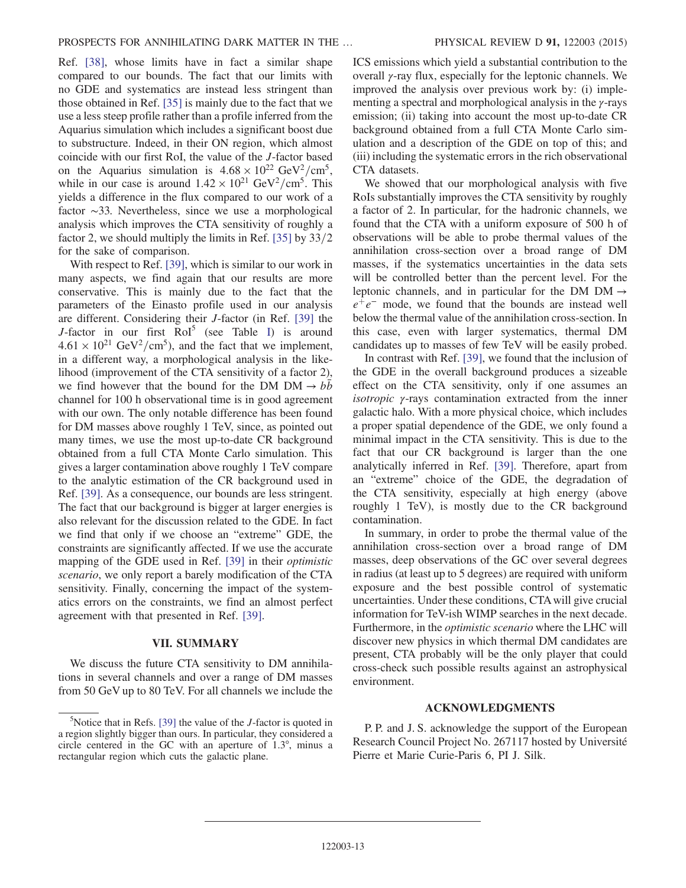Ref. [38], whose limits have in fact a similar shape compared to our bounds. The fact that our limits with no GDE and systematics are instead less stringent than those obtained in Ref. [35] is mainly due to the fact that we use a less steep profile rather than a profile inferred from the Aquarius simulation which includes a significant boost due to substructure. Indeed, in their ON region, which almost coincide with our first RoI, the value of the $J$-factor based on the Aquarius simulation is $4.68 \times 10^{22}\ \mathrm{GeV}^2/\mathrm{cm}^5$, while in our case is around $1.42 \times 10^{21}\ \mathrm{GeV}^2/\mathrm{cm}^5$. This yields a difference in the flux compared to our work of a factor $\sim 33$. Nevertheless, since we use a morphological analysis which improves the CTA sensitivity of roughly a factor 2, we should multiply the limits in Ref. [35] by 33/2 for the sake of comparison.

With respect to Ref. [39], which is similar to our work in many aspects, we find again that our results are more conservative. This is mainly due to the fact that the parameters of the Einasto profile used in our analysis are different. Considering their $J$-factor (in Ref. [39] the $J$-factor in our first RoI[5] (see Table I) is around $4.61 \times 10^{21}\ \mathrm{GeV}^2/\mathrm{cm}^5$), and the fact that we implement, in a different way, a morphological analysis in the likelihood (improvement of the CTA sensitivity of a factor 2), we find however that the bound for the DM DM $\to b\bar{b}$ channel for 100 h observational time is in good agreement with our own. The only notable difference has been found for DM masses above roughly 1 TeV, since, as pointed out many times, we use the most up-to-date CR background obtained from a full CTA Monte Carlo simulation. This gives a larger contamination above roughly 1 TeV compare to the analytic estimation of the CR background used in Ref. [39]. As a consequence, our bounds are less stringent. The fact that our background is bigger at larger energies is also relevant for the discussion related to the GDE. In fact we find that only if we choose an "extreme" GDE, the constraints are significantly affected. If we use the accurate mapping of the GDE used in Ref. [39] in their *optimistic scenario*, we only report a barely modification of the CTA sensitivity. Finally, concerning the impact of the systematics errors on the constraints, we find an almost perfect agreement with that presented in Ref. [39].

## VII. SUMMARY

We discuss the future CTA sensitivity to DM annihilations in several channels and over a range of DM masses from 50 GeV up to 80 TeV. For all channels we include the ICS emissions which yield a substantial contribution to the overall $\gamma$-ray flux, especially for the leptonic channels. We improved the analysis over previous work by: (i) implementing a spectral and morphological analysis in the $\gamma$-rays emission; (ii) taking into account the most up-to-date CR background obtained from a full CTA Monte Carlo simulation and a description of the GDE on top of this; and (iii) including the systematic errors in the rich observational CTA datasets.

We showed that our morphological analysis with five RoIs substantially improves the CTA sensitivity by roughly a factor of 2. In particular, for the hadronic channels, we found that the CTA with a uniform exposure of 500 h of observations will be able to probe thermal values of the annihilation cross-section over a broad range of DM masses, if the systematics uncertainties in the data sets will be controlled better than the percent level. For the leptonic channels, and in particular for the DM DM $\to e^+e^-$ mode, we found that the bounds are instead well below the thermal value of the annihilation cross-section. In this case, even with larger systematics, thermal DM candidates up to masses of few TeV will be easily probed.

In contrast with Ref. [39], we found that the inclusion of the GDE in the overall background produces a sizeable effect on the CTA sensitivity, only if one assumes an *isotropic* $\gamma$-rays contamination extracted from the inner galactic halo. With a more physical choice, which includes a proper spatial dependence of the GDE, we only found a minimal impact in the CTA sensitivity. This is due to the fact that our CR background is larger than the one analytically inferred in Ref. [39]. Therefore, apart from an "extreme" choice of the GDE, the degradation of the CTA sensitivity, especially at high energy (above roughly 1 TeV), is mostly due to the CR background contamination.

In summary, in order to probe the thermal value of the annihilation cross-section over a broad range of DM masses, deep observations of the GC over several degrees in radius (at least up to 5 degrees) are required with uniform exposure and the best possible control of systematic uncertainties. Under these conditions, CTA will give crucial information for TeV-ish WIMP searches in the next decade. Furthermore, in the *optimistic scenario* where the LHC will discover new physics in which thermal DM candidates are present, CTA probably will be the only player that could cross-check such possible results against an astrophysical environment.

## ACKNOWLEDGMENTS

P. P. and J. S. acknowledge the support of the European Research Council Project No. 267117 hosted by Université Pierre et Marie Curie-Paris 6, PI J. Silk.

---

[5] Notice that in Refs. [39] the value of the $J$-factor is quoted in a region slightly bigger than ours. In particular, they considered a circle centered in the GC with an aperture of 1.3°, minus a rectangular region which cuts the galactic plane.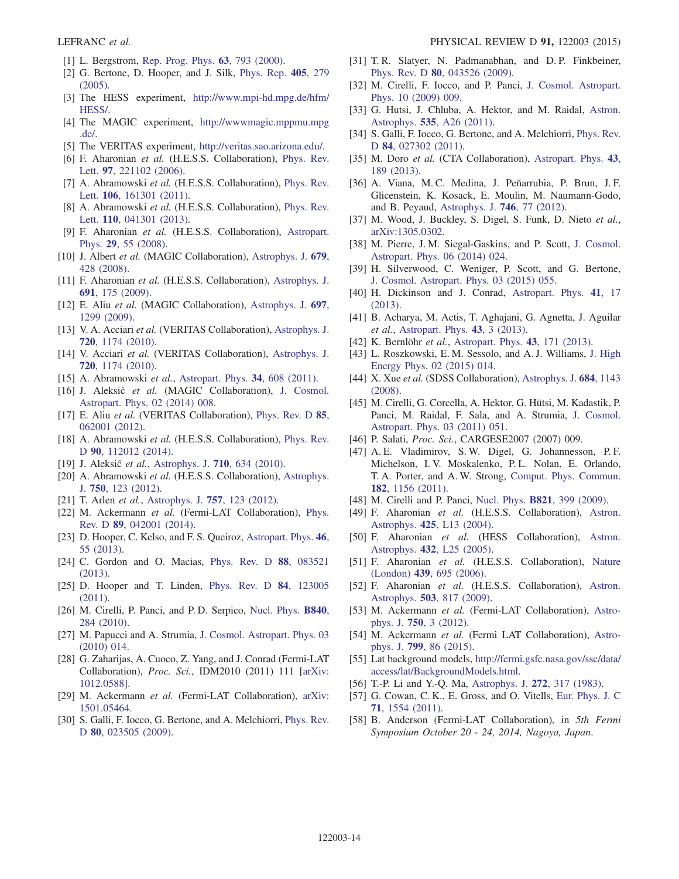[1] L. Bergstrom, Rep. Prog. Phys. **63**, 793 (2000).
[2] G. Bertone, D. Hooper, and J. Silk, Phys. Rep. **405**, 279 (2005).
[3] The HESS experiment, http://www.mpi-hd.mpg.de/hfm/HESS/.
[4] The MAGIC experiment, http://wwwmagic.mppmu.mpg.de/.
[5] The VERITAS experiment, http://veritas.sao.arizona.edu/.
[6] F. Aharonian *et al.* (H.E.S.S. Collaboration), Phys. Rev. Lett. **97**, 221102 (2006).
[7] A. Abramowski *et al.* (H.E.S.S. Collaboration), Phys. Rev. Lett. **106**, 161301 (2011).
[8] A. Abramowski *et al.* (H.E.S.S. Collaboration), Phys. Rev. Lett. **110**, 041301 (2013).
[9] F. Aharonian *et al.* (H.E.S.S. Collaboration), Astropart. Phys. **29**, 55 (2008).
[10] J. Albert *et al.* (MAGIC Collaboration), Astrophys. J. **679**, 428 (2008).
[11] F. Aharonian *et al.* (H.E.S.S. Collaboration), Astrophys. J. **691**, 175 (2009).
[12] E. Aliu *et al.* (MAGIC Collaboration), Astrophys. J. **697**, 1299 (2009).
[13] V. A. Acciari *et al.* (VERITAS Collaboration), Astrophys. J. **720**, 1174 (2010).
[14] V. Acciari *et al.* (VERITAS Collaboration), Astrophys. J. **720**, 1174 (2010).
[15] A. Abramowski *et al.*, Astropart. Phys. **34**, 608 (2011).
[16] J. Aleksić *et al.* (MAGIC Collaboration), J. Cosmol. Astropart. Phys. 02 (2014) 008.
[17] E. Aliu *et al.* (VERITAS Collaboration), Phys. Rev. D **85**, 062001 (2012).
[18] A. Abramowski *et al.* (H.E.S.S. Collaboration), Phys. Rev. D **90**, 112012 (2014).
[19] J. Aleksić *et al.*, Astrophys. J. **710**, 634 (2010).
[20] A. Abramowski *et al.* (H.E.S.S. Collaboration), Astrophys. J. **750**, 123 (2012).
[21] T. Arlen *et al.*, Astrophys. J. **757**, 123 (2012).
[22] M. Ackermann *et al.* (Fermi-LAT Collaboration), Phys. Rev. D **89**, 042001 (2014).
[23] D. Hooper, C. Kelso, and F. S. Queiroz, Astropart. Phys. **46**, 55 (2013).
[24] C. Gordon and O. Macias, Phys. Rev. D **88**, 083521 (2013).
[25] D. Hooper and T. Linden, Phys. Rev. D **84**, 123005 (2011).
[26] M. Cirelli, P. Panci, and P. D. Serpico, Nucl. Phys. **B840**, 284 (2010).
[27] M. Papucci and A. Strumia, J. Cosmol. Astropart. Phys. 03 (2010) 014.
[28] G. Zaharijas, A. Cuoco, Z. Yang, and J. Conrad (Fermi-LAT Collaboration), *Proc. Sci.*, IDM2010 (2011) 111 [arXiv:1012.0588].
[29] M. Ackermann *et al.* (Fermi-LAT Collaboration), arXiv:1501.05464.
[30] S. Galli, F. Iocco, G. Bertone, and A. Melchiorri, Phys. Rev. D **80**, 023505 (2009).
[31] T. R. Slatyer, N. Padmanabhan, and D. P. Finkbeiner, Phys. Rev. D **80**, 043526 (2009).
[32] M. Cirelli, F. Iocco, and P. Panci, J. Cosmol. Astropart. Phys. 10 (2009) 009.
[33] G. Hutsi, J. Chluba, A. Hektor, and M. Raidal, Astron. Astrophys. **535**, A26 (2011).
[34] S. Galli, F. Iocco, G. Bertone, and A. Melchiorri, Phys. Rev. D **84**, 027302 (2011).
[35] M. Doro *et al.* (CTA Collaboration), Astropart. Phys. **43**, 189 (2013).
[36] A. Viana, M. C. Medina, J. Peñarrubia, P. Brun, J. F. Glicenstein, K. Kosack, E. Moulin, M. Naumann-Godo, and B. Peyaud, Astrophys. J. **746**, 77 (2012).
[37] M. Wood, J. Buckley, S. Digel, S. Funk, D. Nieto *et al.*, arXiv:1305.0302.
[38] M. Pierre, J. M. Siegal-Gaskins, and P. Scott, J. Cosmol. Astropart. Phys. 06 (2014) 024.
[39] H. Silverwood, C. Weniger, P. Scott, and G. Bertone, J. Cosmol. Astropart. Phys. 03 (2015) 055.
[40] H. Dickinson and J. Conrad, Astropart. Phys. **41**, 17 (2013).
[41] B. Acharya, M. Actis, T. Aghajani, G. Agnetta, J. Aguilar *et al.*, Astropart. Phys. **43**, 3 (2013).
[42] K. Bernlöhr *et al.*, Astropart. Phys. **43**, 171 (2013).
[43] L. Roszkowski, E. M. Sessolo, and A. J. Williams, J. High Energy Phys. 02 (2015) 014.
[44] X. Xue *et al.* (SDSS Collaboration), Astrophys. J. **684**, 1143 (2008).
[45] M. Cirelli, G. Corcella, A. Hektor, G. Hütsi, M. Kadastik, P. Panci, M. Raidal, F. Sala, and A. Strumia, J. Cosmol. Astropart. Phys. 03 (2011) 051.
[46] P. Salati, *Proc. Sci.*, CARGESE2007 (2007) 009.
[47] A. E. Vladimirov, S. W. Digel, G. Johannesson, P. F. Michelson, I. V. Moskalenko, P. L. Nolan, E. Orlando, T. A. Porter, and A. W. Strong, Comput. Phys. Commun. **182**, 1156 (2011).
[48] M. Cirelli and P. Panci, Nucl. Phys. **B821**, 399 (2009).
[49] F. Aharonian *et al.* (H.E.S.S. Collaboration), Astron. Astrophys. **425**, L13 (2004).
[50] F. Aharonian *et al.* (HESS Collaboration), Astron. Astrophys. **432**, L25 (2005).
[51] F. Aharonian *et al.* (H.E.S.S. Collaboration), Nature (London) **439**, 695 (2006).
[52] F. Aharonian *et al.* (H.E.S.S. Collaboration), Astron. Astrophys. **503**, 817 (2009).
[53] M. Ackermann *et al.* (Fermi-LAT Collaboration), Astrophys. J. **750**, 3 (2012).
[54] M. Ackermann *et al.* (Fermi LAT Collaboration), Astrophys. J. **799**, 86 (2015).
[55] Lat background models, http://fermi.gsfc.nasa.gov/ssc/data/access/lat/BackgroundModels.html.
[56] T.-P. Li and Y.-Q. Ma, Astrophys. J. **272**, 317 (1983).
[57] G. Cowan, C. K., E. Gross, and O. Vitells, Eur. Phys. J. C **71**, 1554 (2011).
[58] B. Anderson (Fermi-LAT Collaboration), in *5th Fermi Symposium October 20 - 24, 2014, Nagoya, Japan*.